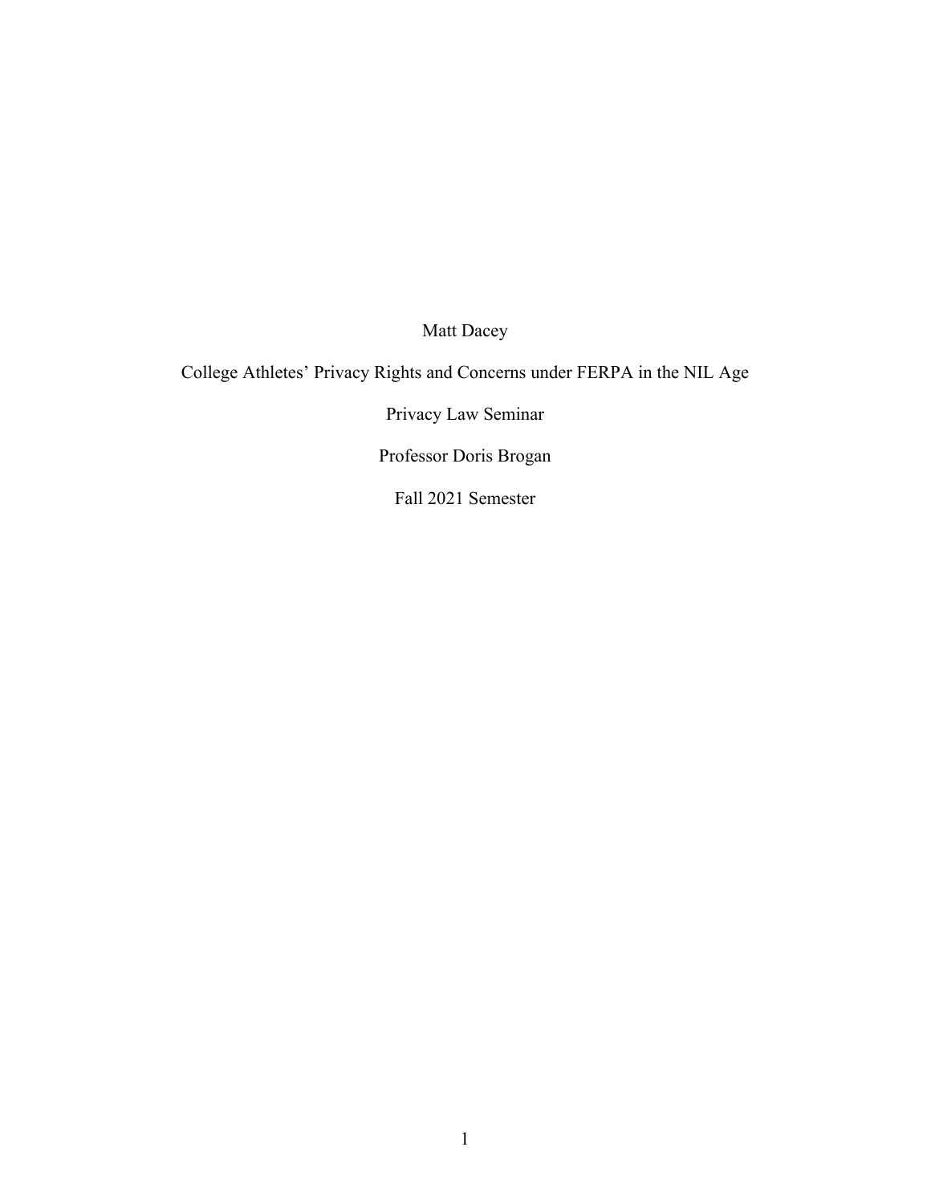Matt Dacey

College Athletes' Privacy Rights and Concerns under FERPA in the NIL Age

Privacy Law Seminar

Professor Doris Brogan

Fall 2021 Semester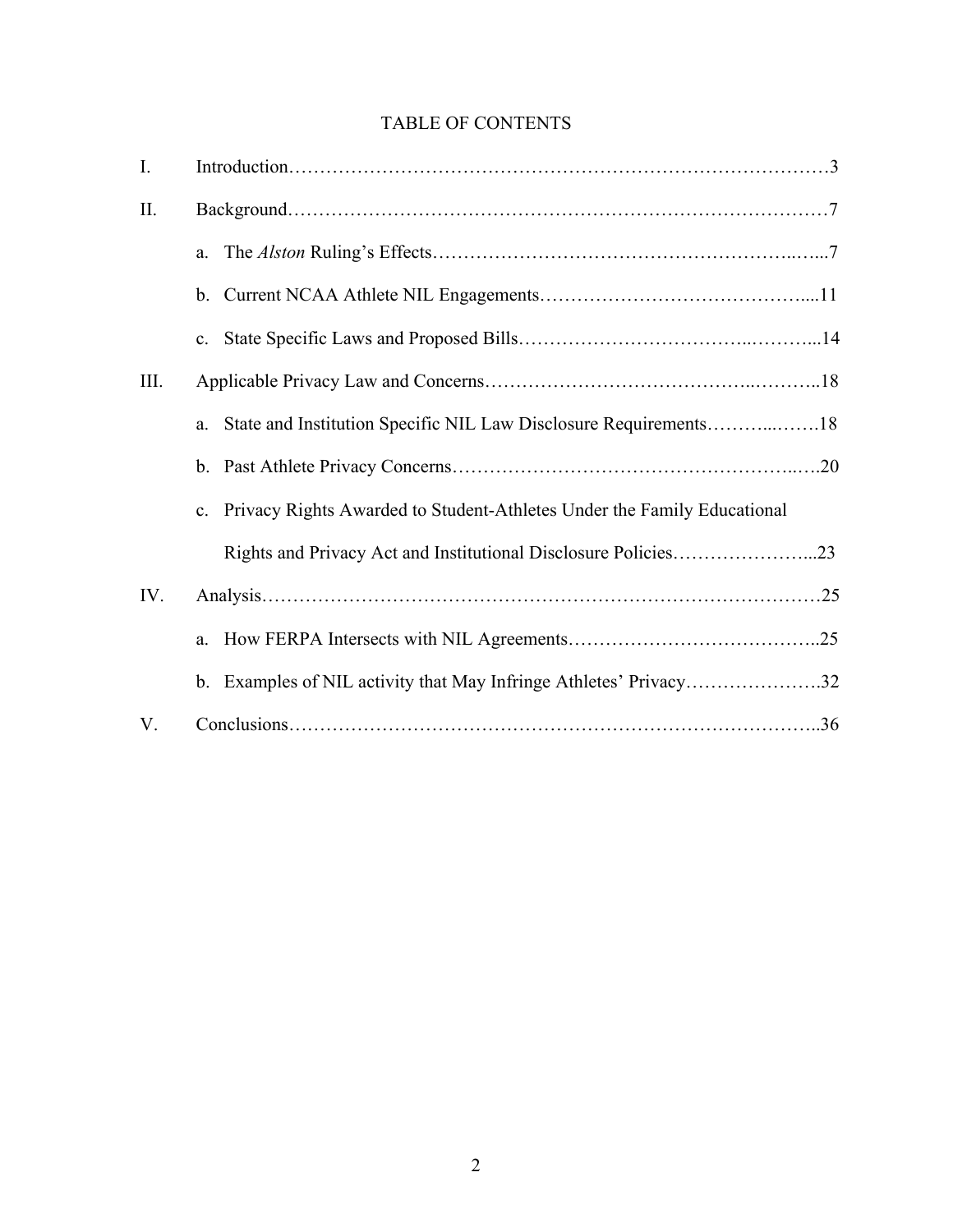# TABLE OF CONTENTS

I. Introduction……………………………………………………………………………3

II. Background……………………………………………………………………………7

   a. The *Alston* Ruling's Effects………………………………………………………...7

   b. Current NCAA Athlete NIL Engagements…………………………………….....11

   c. State Specific Laws and Proposed Bills…………………………………..……....14

III. Applicable Privacy Law and Concerns……………………………………..………..18

   a. State and Institution Specific NIL Law Disclosure Requirements………...…….18

   b. Past Athlete Privacy Concerns……………………………………………..….20

   c. Privacy Rights Awarded to Student-Athletes Under the Family Educational Rights and Privacy Act and Institutional Disclosure Policies…………………...23

IV. Analysis…………………………………………………………………………………25

   a. How FERPA Intersects with NIL Agreements…………………………………..25

   b. Examples of NIL activity that May Infringe Athletes' Privacy………………….32

V. Conclusions……………………………………………………………………………..36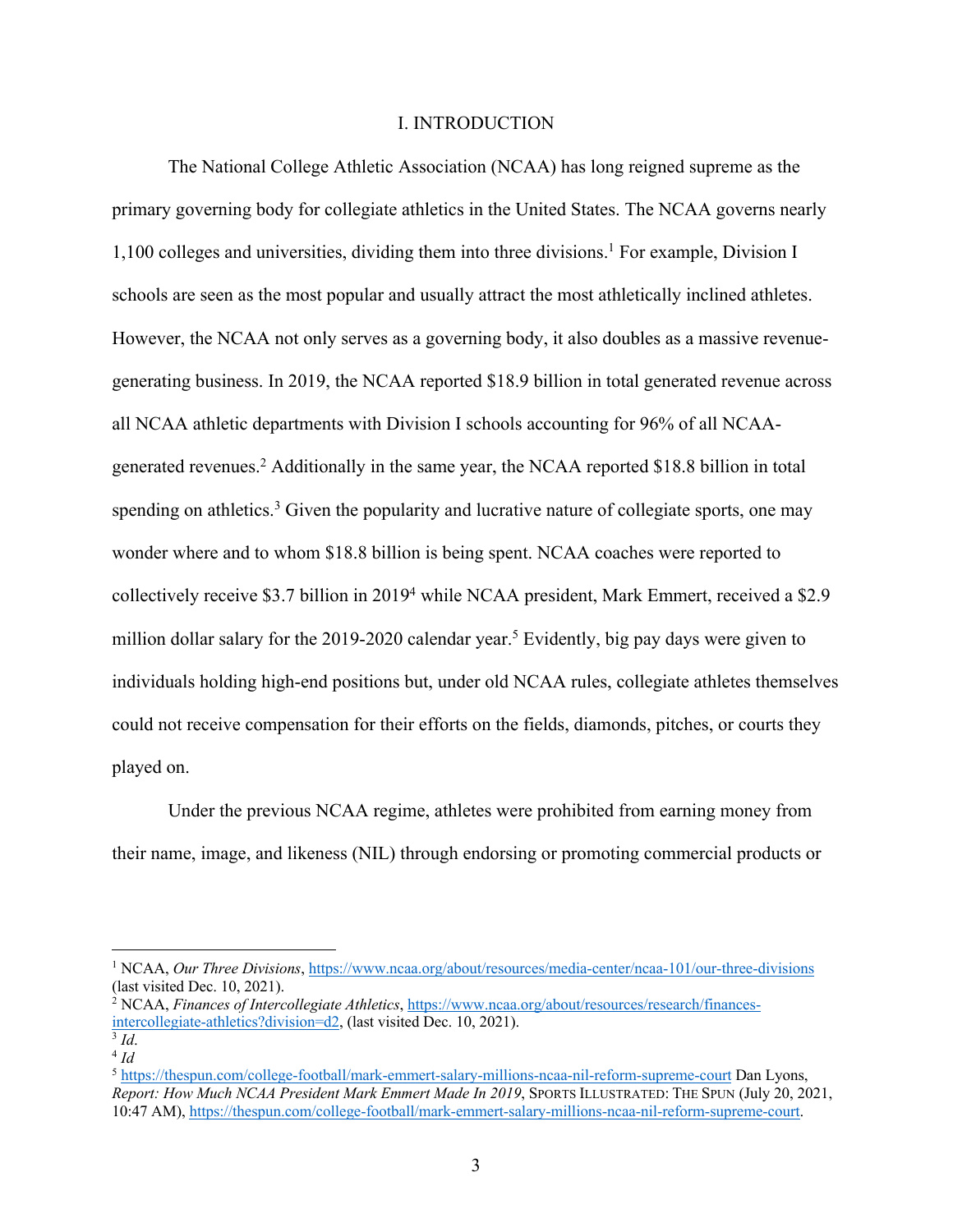# I. INTRODUCTION

The National College Athletic Association (NCAA) has long reigned supreme as the primary governing body for collegiate athletics in the United States. The NCAA governs nearly 1,100 colleges and universities, dividing them into three divisions.[1] For example, Division I schools are seen as the most popular and usually attract the most athletically inclined athletes. However, the NCAA not only serves as a governing body, it also doubles as a massive revenue-generating business. In 2019, the NCAA reported $18.9 billion in total generated revenue across all NCAA athletic departments with Division I schools accounting for 96% of all NCAA-generated revenues.[2] Additionally in the same year, the NCAA reported $18.8 billion in total spending on athletics.[3] Given the popularity and lucrative nature of collegiate sports, one may wonder where and to whom $18.8 billion is being spent. NCAA coaches were reported to collectively receive $3.7 billion in 2019[4] while NCAA president, Mark Emmert, received a $2.9 million dollar salary for the 2019-2020 calendar year.[5] Evidently, big pay days were given to individuals holding high-end positions but, under old NCAA rules, collegiate athletes themselves could not receive compensation for their efforts on the fields, diamonds, pitches, or courts they played on.

Under the previous NCAA regime, athletes were prohibited from earning money from their name, image, and likeness (NIL) through endorsing or promoting commercial products or

---

[1] NCAA, *Our Three Divisions*, https://www.ncaa.org/about/resources/media-center/ncaa-101/our-three-divisions (last visited Dec. 10, 2021).

[2] NCAA, *Finances of Intercollegiate Athletics*, https://www.ncaa.org/about/resources/research/finances-intercollegiate-athletics?division=d2, (last visited Dec. 10, 2021).

[3] *Id*.

[4] *Id*

[5] https://thespun.com/college-football/mark-emmert-salary-millions-ncaa-nil-reform-supreme-court Dan Lyons, *Report: How Much NCAA President Mark Emmert Made In 2019*, SPORTS ILLUSTRATED: THE SPUN (July 20, 2021, 10:47 AM), https://thespun.com/college-football/mark-emmert-salary-millions-ncaa-nil-reform-supreme-court.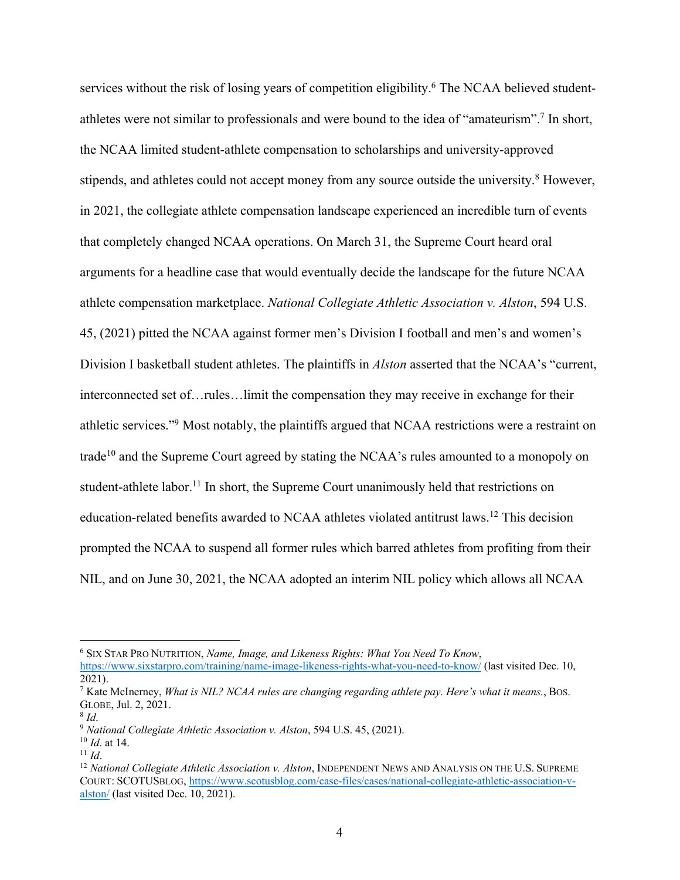services without the risk of losing years of competition eligibility.[6] The NCAA believed student-athletes were not similar to professionals and were bound to the idea of "amateurism".[7] In short, the NCAA limited student-athlete compensation to scholarships and university-approved stipends, and athletes could not accept money from any source outside the university.[8] However, in 2021, the collegiate athlete compensation landscape experienced an incredible turn of events that completely changed NCAA operations. On March 31, the Supreme Court heard oral arguments for a headline case that would eventually decide the landscape for the future NCAA athlete compensation marketplace. *National Collegiate Athletic Association v. Alston*, 594 U.S. 45, (2021) pitted the NCAA against former men's Division I football and men's and women's Division I basketball student athletes. The plaintiffs in *Alston* asserted that the NCAA's "current, interconnected set of…rules…limit the compensation they may receive in exchange for their athletic services."[9] Most notably, the plaintiffs argued that NCAA restrictions were a restraint on trade[10] and the Supreme Court agreed by stating the NCAA's rules amounted to a monopoly on student-athlete labor.[11] In short, the Supreme Court unanimously held that restrictions on education-related benefits awarded to NCAA athletes violated antitrust laws.[12] This decision prompted the NCAA to suspend all former rules which barred athletes from profiting from their NIL, and on June 30, 2021, the NCAA adopted an interim NIL policy which allows all NCAA

---

[6] SIX STAR PRO NUTRITION, *Name, Image, and Likeness Rights: What You Need To Know*, https://www.sixstarpro.com/training/name-image-likeness-rights-what-you-need-to-know/ (last visited Dec. 10, 2021).

[7] Kate McInerney, *What is NIL? NCAA rules are changing regarding athlete pay. Here's what it means.*, BOS. GLOBE, Jul. 2, 2021.

[8] *Id*.

[9] *National Collegiate Athletic Association v. Alston*, 594 U.S. 45, (2021).

[10] *Id*. at 14.

[11] *Id*.

[12] *National Collegiate Athletic Association v. Alston*, INDEPENDENT NEWS AND ANALYSIS ON THE U.S. SUPREME COURT: SCOTUSBLOG, https://www.scotusblog.com/case-files/cases/national-collegiate-athletic-association-v-alston/ (last visited Dec. 10, 2021).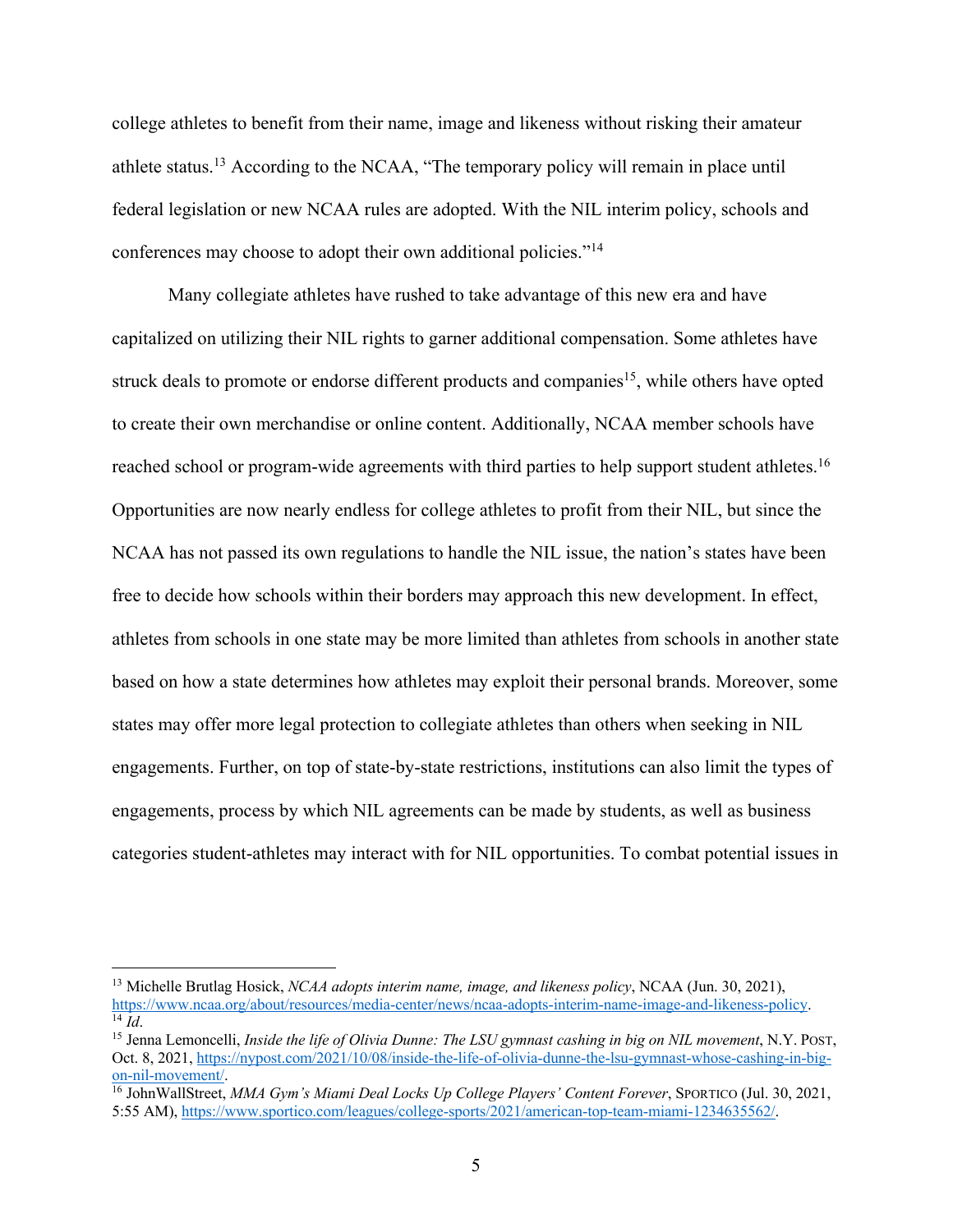college athletes to benefit from their name, image and likeness without risking their amateur athlete status.[13] According to the NCAA, "The temporary policy will remain in place until federal legislation or new NCAA rules are adopted. With the NIL interim policy, schools and conferences may choose to adopt their own additional policies."[14]

Many collegiate athletes have rushed to take advantage of this new era and have capitalized on utilizing their NIL rights to garner additional compensation. Some athletes have struck deals to promote or endorse different products and companies[15], while others have opted to create their own merchandise or online content. Additionally, NCAA member schools have reached school or program-wide agreements with third parties to help support student athletes.[16] Opportunities are now nearly endless for college athletes to profit from their NIL, but since the NCAA has not passed its own regulations to handle the NIL issue, the nation's states have been free to decide how schools within their borders may approach this new development. In effect, athletes from schools in one state may be more limited than athletes from schools in another state based on how a state determines how athletes may exploit their personal brands. Moreover, some states may offer more legal protection to collegiate athletes than others when seeking in NIL engagements. Further, on top of state-by-state restrictions, institutions can also limit the types of engagements, process by which NIL agreements can be made by students, as well as business categories student-athletes may interact with for NIL opportunities. To combat potential issues in

---

[13] Michelle Brutlag Hosick, *NCAA adopts interim name, image, and likeness policy*, NCAA (Jun. 30, 2021), https://www.ncaa.org/about/resources/media-center/news/ncaa-adopts-interim-name-image-and-likeness-policy.

[14] *Id*.

[15] Jenna Lemoncelli, *Inside the life of Olivia Dunne: The LSU gymnast cashing in big on NIL movement*, N.Y. POST, Oct. 8, 2021, https://nypost.com/2021/10/08/inside-the-life-of-olivia-dunne-the-lsu-gymnast-whose-cashing-in-big-on-nil-movement/.

[16] JohnWallStreet, *MMA Gym's Miami Deal Locks Up College Players' Content Forever*, SPORTICO (Jul. 30, 2021, 5:55 AM), https://www.sportico.com/leagues/college-sports/2021/american-top-team-miami-1234635562/.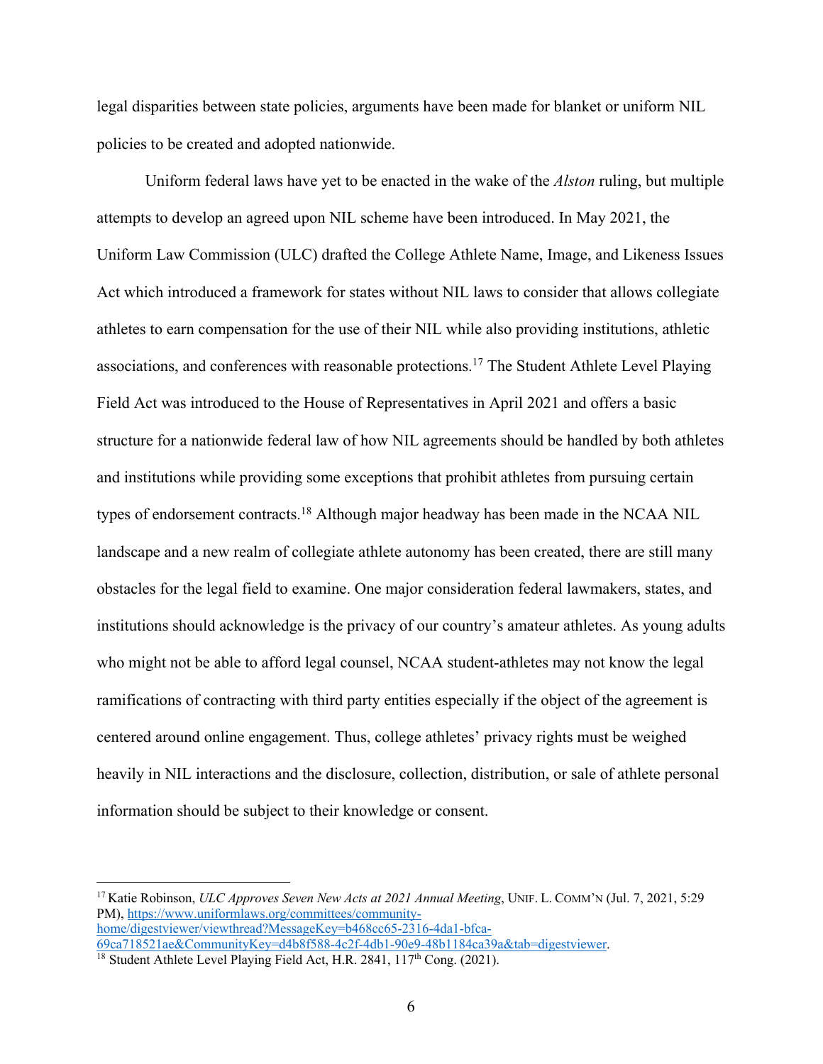legal disparities between state policies, arguments have been made for blanket or uniform NIL policies to be created and adopted nationwide.

Uniform federal laws have yet to be enacted in the wake of the *Alston* ruling, but multiple attempts to develop an agreed upon NIL scheme have been introduced. In May 2021, the Uniform Law Commission (ULC) drafted the College Athlete Name, Image, and Likeness Issues Act which introduced a framework for states without NIL laws to consider that allows collegiate athletes to earn compensation for the use of their NIL while also providing institutions, athletic associations, and conferences with reasonable protections.[17] The Student Athlete Level Playing Field Act was introduced to the House of Representatives in April 2021 and offers a basic structure for a nationwide federal law of how NIL agreements should be handled by both athletes and institutions while providing some exceptions that prohibit athletes from pursuing certain types of endorsement contracts.[18] Although major headway has been made in the NCAA NIL landscape and a new realm of collegiate athlete autonomy has been created, there are still many obstacles for the legal field to examine. One major consideration federal lawmakers, states, and institutions should acknowledge is the privacy of our country's amateur athletes. As young adults who might not be able to afford legal counsel, NCAA student-athletes may not know the legal ramifications of contracting with third party entities especially if the object of the agreement is centered around online engagement. Thus, college athletes' privacy rights must be weighed heavily in NIL interactions and the disclosure, collection, distribution, or sale of athlete personal information should be subject to their knowledge or consent.

---

[17] Katie Robinson, *ULC Approves Seven New Acts at 2021 Annual Meeting*, UNIF. L. COMM'N (Jul. 7, 2021, 5:29 PM), https://www.uniformlaws.org/committees/community-home/digestviewer/viewthread?MessageKey=b468cc65-2316-4da1-bfca-69ca718521ae&CommunityKey=d4b8f588-4c2f-4db1-90e9-48b1184ca39a&tab=digestviewer.

[18] Student Athlete Level Playing Field Act, H.R. 2841, 117th Cong. (2021).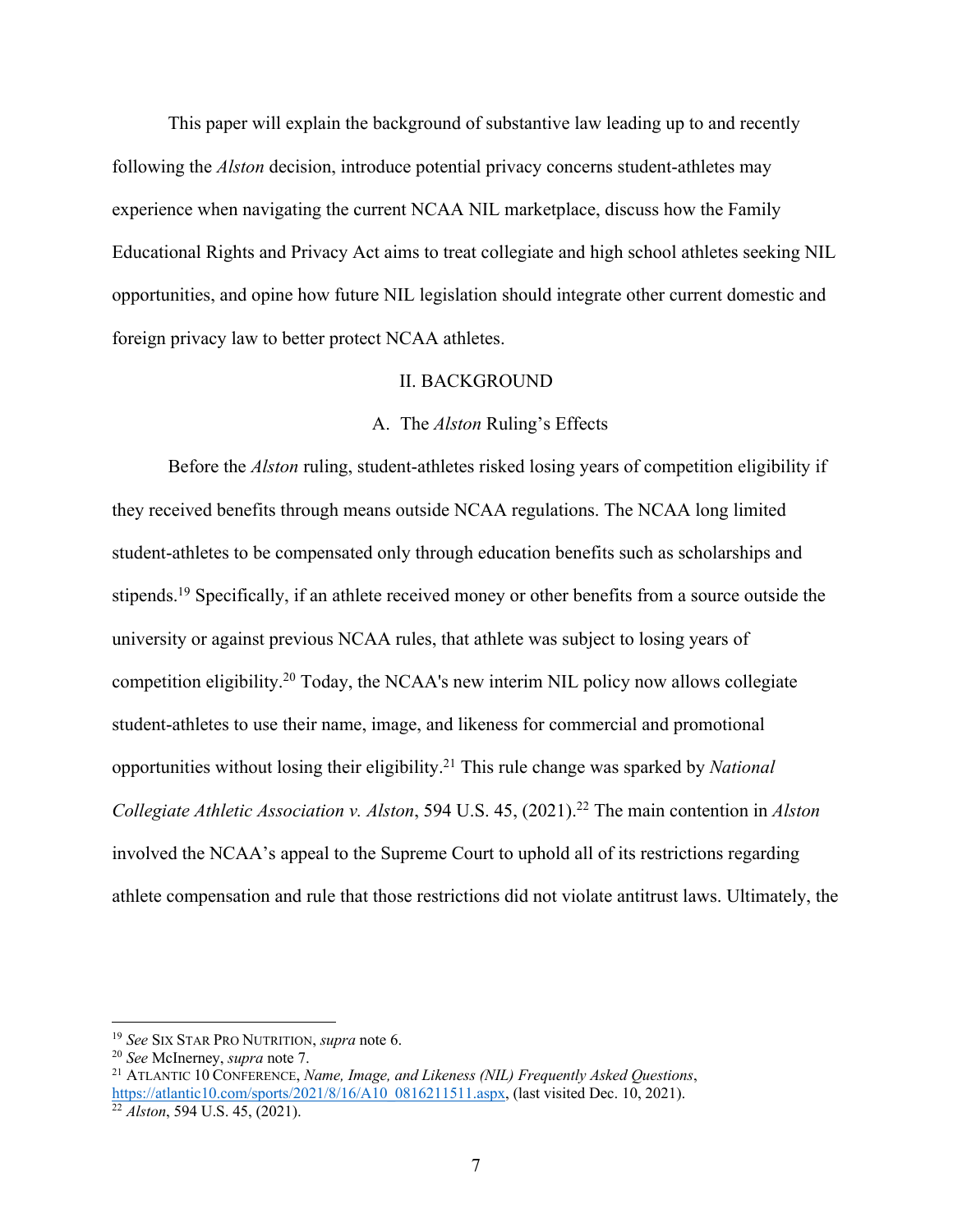This paper will explain the background of substantive law leading up to and recently following the *Alston* decision, introduce potential privacy concerns student-athletes may experience when navigating the current NCAA NIL marketplace, discuss how the Family Educational Rights and Privacy Act aims to treat collegiate and high school athletes seeking NIL opportunities, and opine how future NIL legislation should integrate other current domestic and foreign privacy law to better protect NCAA athletes.

## II. BACKGROUND

### A. The *Alston* Ruling's Effects

Before the *Alston* ruling, student-athletes risked losing years of competition eligibility if they received benefits through means outside NCAA regulations. The NCAA long limited student-athletes to be compensated only through education benefits such as scholarships and stipends.[19] Specifically, if an athlete received money or other benefits from a source outside the university or against previous NCAA rules, that athlete was subject to losing years of competition eligibility.[20] Today, the NCAA's new interim NIL policy now allows collegiate student-athletes to use their name, image, and likeness for commercial and promotional opportunities without losing their eligibility.[21] This rule change was sparked by *National Collegiate Athletic Association v. Alston*, 594 U.S. 45, (2021).[22] The main contention in *Alston* involved the NCAA's appeal to the Supreme Court to uphold all of its restrictions regarding athlete compensation and rule that those restrictions did not violate antitrust laws. Ultimately, the

---

[19] *See* SIX STAR PRO NUTRITION, *supra* note 6.

[20] *See* McInerney, *supra* note 7.

[21] ATLANTIC 10 CONFERENCE, *Name, Image, and Likeness (NIL) Frequently Asked Questions*, https://atlantic10.com/sports/2021/8/16/A10_0816211511.aspx, (last visited Dec. 10, 2021).

[22] *Alston*, 594 U.S. 45, (2021).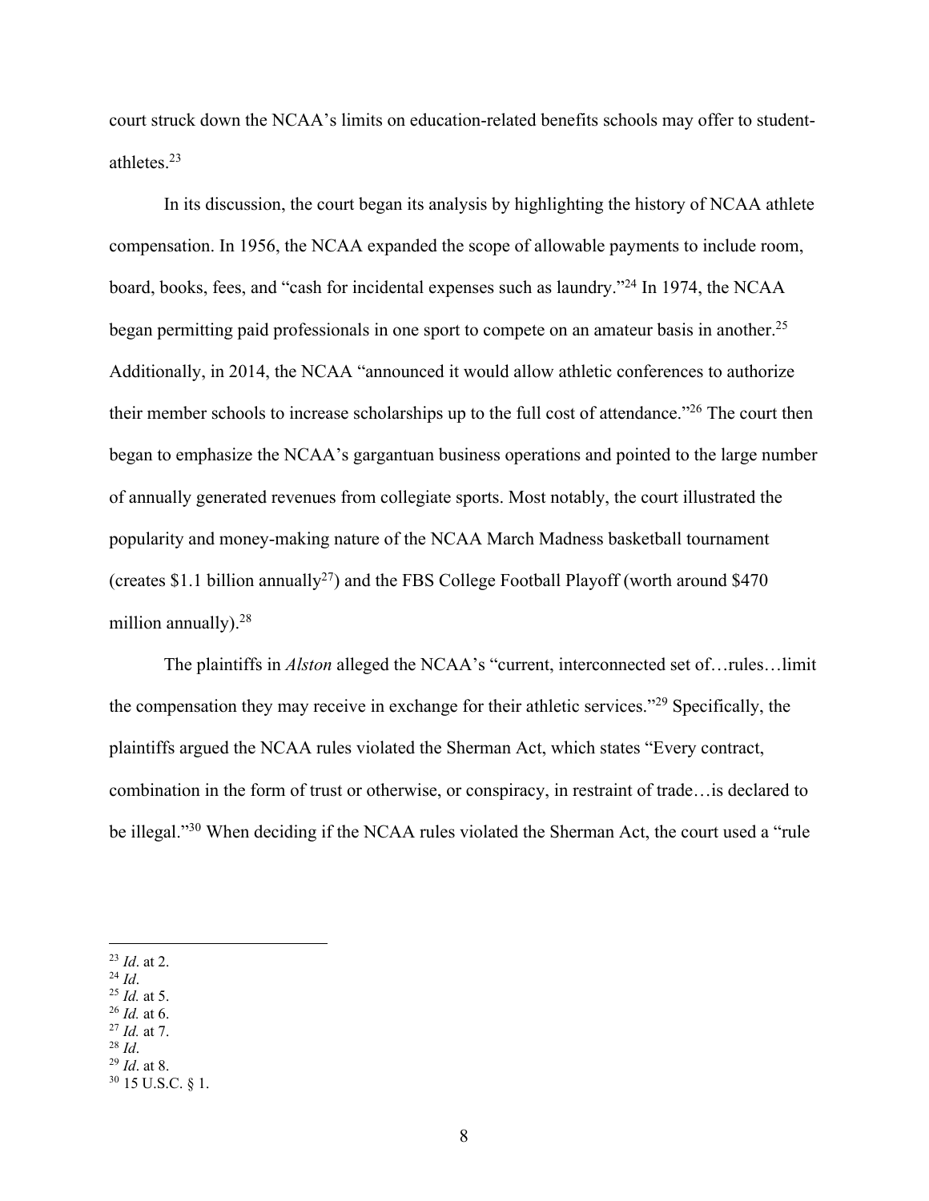court struck down the NCAA's limits on education-related benefits schools may offer to student-athletes.[23]

In its discussion, the court began its analysis by highlighting the history of NCAA athlete compensation. In 1956, the NCAA expanded the scope of allowable payments to include room, board, books, fees, and "cash for incidental expenses such as laundry."[24] In 1974, the NCAA began permitting paid professionals in one sport to compete on an amateur basis in another.[25] Additionally, in 2014, the NCAA "announced it would allow athletic conferences to authorize their member schools to increase scholarships up to the full cost of attendance."[26] The court then began to emphasize the NCAA's gargantuan business operations and pointed to the large number of annually generated revenues from collegiate sports. Most notably, the court illustrated the popularity and money-making nature of the NCAA March Madness basketball tournament (creates $1.1 billion annually[27]) and the FBS College Football Playoff (worth around $470 million annually).[28]

The plaintiffs in *Alston* alleged the NCAA's "current, interconnected set of…rules…limit the compensation they may receive in exchange for their athletic services."[29] Specifically, the plaintiffs argued the NCAA rules violated the Sherman Act, which states "Every contract, combination in the form of trust or otherwise, or conspiracy, in restraint of trade…is declared to be illegal."[30] When deciding if the NCAA rules violated the Sherman Act, the court used a "rule

---

[23] *Id*. at 2.
[24] *Id*.
[25] *Id.* at 5.
[26] *Id.* at 6.
[27] *Id.* at 7.
[28] *Id*.
[29] *Id*. at 8.
[30] 15 U.S.C. § 1.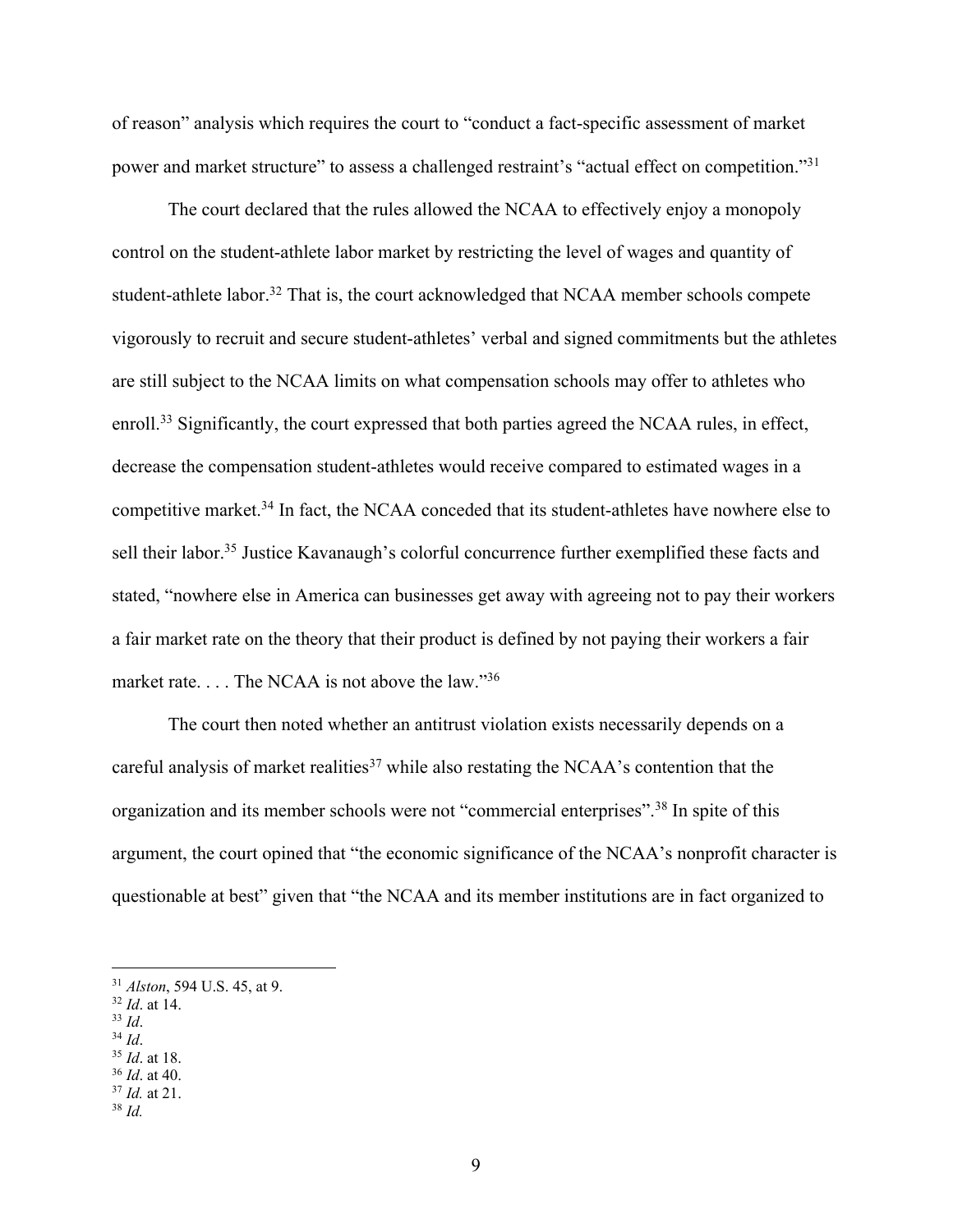of reason" analysis which requires the court to "conduct a fact-specific assessment of market power and market structure" to assess a challenged restraint's "actual effect on competition."[31]

The court declared that the rules allowed the NCAA to effectively enjoy a monopoly control on the student-athlete labor market by restricting the level of wages and quantity of student-athlete labor.[32] That is, the court acknowledged that NCAA member schools compete vigorously to recruit and secure student-athletes' verbal and signed commitments but the athletes are still subject to the NCAA limits on what compensation schools may offer to athletes who enroll.[33] Significantly, the court expressed that both parties agreed the NCAA rules, in effect, decrease the compensation student-athletes would receive compared to estimated wages in a competitive market.[34] In fact, the NCAA conceded that its student-athletes have nowhere else to sell their labor.[35] Justice Kavanaugh's colorful concurrence further exemplified these facts and stated, "nowhere else in America can businesses get away with agreeing not to pay their workers a fair market rate on the theory that their product is defined by not paying their workers a fair market rate. . . . The NCAA is not above the law."[36]

The court then noted whether an antitrust violation exists necessarily depends on a careful analysis of market realities[37] while also restating the NCAA's contention that the organization and its member schools were not "commercial enterprises".[38] In spite of this argument, the court opined that "the economic significance of the NCAA's nonprofit character is questionable at best" given that "the NCAA and its member institutions are in fact organized to

---

[31] *Alston*, 594 U.S. 45, at 9.
[32] *Id*. at 14.
[33] *Id*.
[34] *Id*.
[35] *Id*. at 18.
[36] *Id*. at 40.
[37] *Id.* at 21.
[38] *Id.*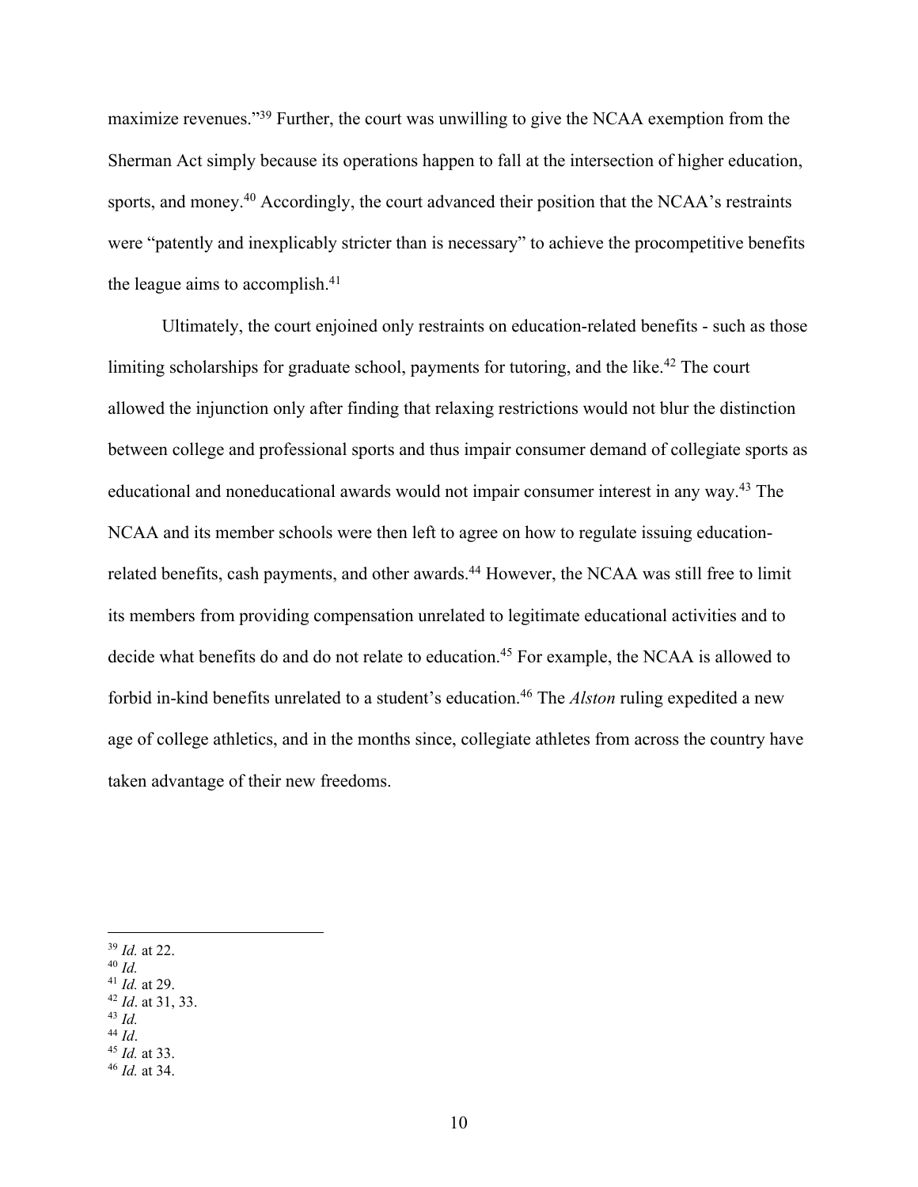maximize revenues."[39] Further, the court was unwilling to give the NCAA exemption from the Sherman Act simply because its operations happen to fall at the intersection of higher education, sports, and money.[40] Accordingly, the court advanced their position that the NCAA's restraints were "patently and inexplicably stricter than is necessary" to achieve the procompetitive benefits the league aims to accomplish.[41]

Ultimately, the court enjoined only restraints on education-related benefits - such as those limiting scholarships for graduate school, payments for tutoring, and the like.[42] The court allowed the injunction only after finding that relaxing restrictions would not blur the distinction between college and professional sports and thus impair consumer demand of collegiate sports as educational and noneducational awards would not impair consumer interest in any way.[43] The NCAA and its member schools were then left to agree on how to regulate issuing education-related benefits, cash payments, and other awards.[44] However, the NCAA was still free to limit its members from providing compensation unrelated to legitimate educational activities and to decide what benefits do and do not relate to education.[45] For example, the NCAA is allowed to forbid in-kind benefits unrelated to a student's education.[46] The *Alston* ruling expedited a new age of college athletics, and in the months since, collegiate athletes from across the country have taken advantage of their new freedoms.

---

[39] *Id.* at 22.
[40] *Id.*
[41] *Id.* at 29.
[42] *Id*. at 31, 33.
[43] *Id.*
[44] *Id*.
[45] *Id.* at 33.
[46] *Id.* at 34.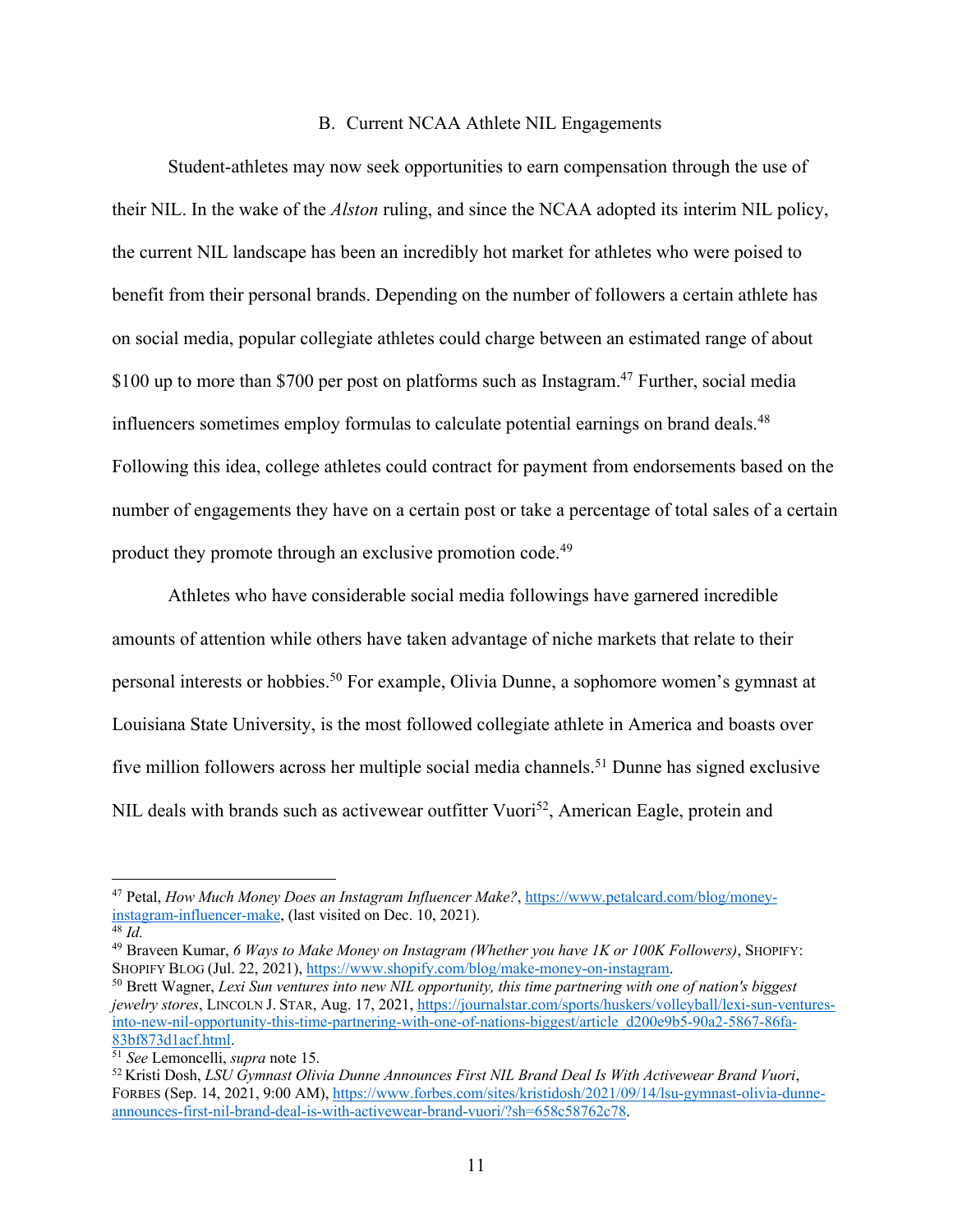### B. Current NCAA Athlete NIL Engagements

Student-athletes may now seek opportunities to earn compensation through the use of their NIL. In the wake of the *Alston* ruling, and since the NCAA adopted its interim NIL policy, the current NIL landscape has been an incredibly hot market for athletes who were poised to benefit from their personal brands. Depending on the number of followers a certain athlete has on social media, popular collegiate athletes could charge between an estimated range of about $100 up to more than $700 per post on platforms such as Instagram.[47] Further, social media influencers sometimes employ formulas to calculate potential earnings on brand deals.[48] Following this idea, college athletes could contract for payment from endorsements based on the number of engagements they have on a certain post or take a percentage of total sales of a certain product they promote through an exclusive promotion code.[49]

Athletes who have considerable social media followings have garnered incredible amounts of attention while others have taken advantage of niche markets that relate to their personal interests or hobbies.[50] For example, Olivia Dunne, a sophomore women's gymnast at Louisiana State University, is the most followed collegiate athlete in America and boasts over five million followers across her multiple social media channels.[51] Dunne has signed exclusive NIL deals with brands such as activewear outfitter Vuori[52], American Eagle, protein and

---

[47] Petal, *How Much Money Does an Instagram Influencer Make?*, https://www.petalcard.com/blog/money-instagram-influencer-make, (last visited on Dec. 10, 2021).

[48] *Id.*

[49] Braveen Kumar, *6 Ways to Make Money on Instagram (Whether you have 1K or 100K Followers)*, SHOPIFY: SHOPIFY BLOG (Jul. 22, 2021), https://www.shopify.com/blog/make-money-on-instagram.

[50] Brett Wagner, *Lexi Sun ventures into new NIL opportunity, this time partnering with one of nation's biggest jewelry stores*, LINCOLN J. STAR, Aug. 17, 2021, https://journalstar.com/sports/huskers/volleyball/lexi-sun-ventures-into-new-nil-opportunity-this-time-partnering-with-one-of-nations-biggest/article_d200e9b5-90a2-5867-86fa-83bf873d1acf.html.

[51] *See* Lemoncelli, *supra* note 15.

[52] Kristi Dosh, *LSU Gymnast Olivia Dunne Announces First NIL Brand Deal Is With Activewear Brand Vuori*, FORBES (Sep. 14, 2021, 9:00 AM), https://www.forbes.com/sites/kristidosh/2021/09/14/lsu-gymnast-olivia-dunne-announces-first-nil-brand-deal-is-with-activewear-brand-vuori/?sh=658c58762c78.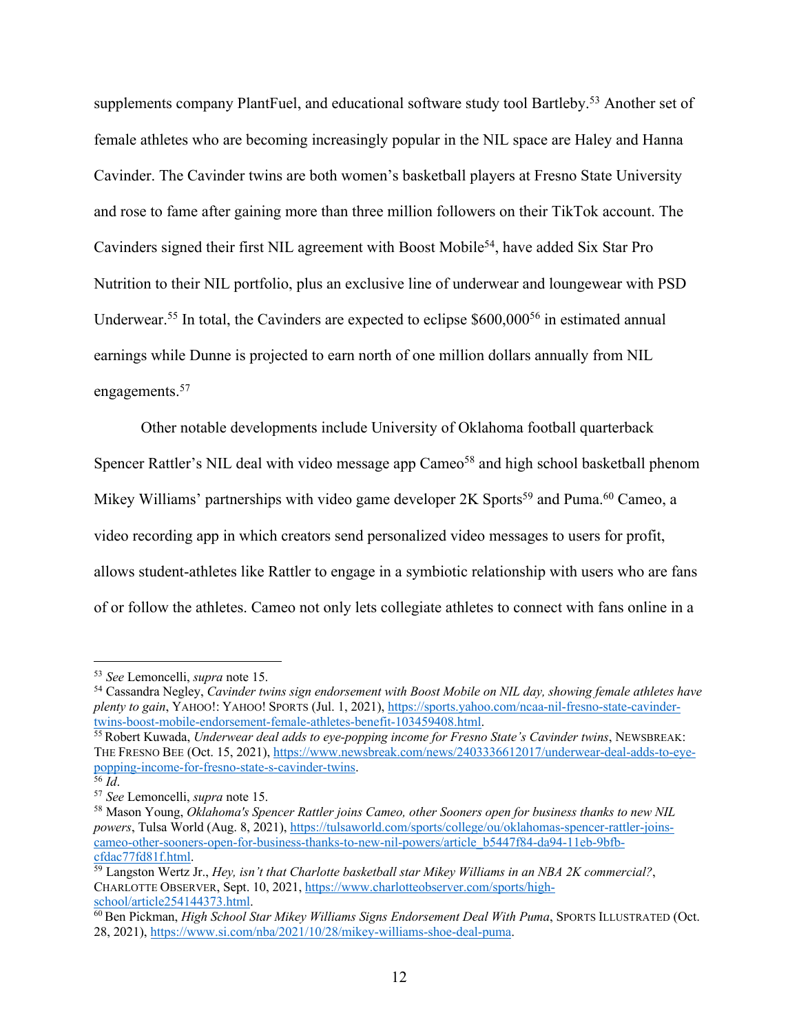supplements company PlantFuel, and educational software study tool Bartleby.[53] Another set of female athletes who are becoming increasingly popular in the NIL space are Haley and Hanna Cavinder. The Cavinder twins are both women's basketball players at Fresno State University and rose to fame after gaining more than three million followers on their TikTok account. The Cavinders signed their first NIL agreement with Boost Mobile[54], have added Six Star Pro Nutrition to their NIL portfolio, plus an exclusive line of underwear and loungewear with PSD Underwear.[55] In total, the Cavinders are expected to eclipse $600,000[56] in estimated annual earnings while Dunne is projected to earn north of one million dollars annually from NIL engagements.[57]

Other notable developments include University of Oklahoma football quarterback Spencer Rattler's NIL deal with video message app Cameo[58] and high school basketball phenom Mikey Williams' partnerships with video game developer 2K Sports[59] and Puma.[60] Cameo, a video recording app in which creators send personalized video messages to users for profit, allows student-athletes like Rattler to engage in a symbiotic relationship with users who are fans of or follow the athletes. Cameo not only lets collegiate athletes to connect with fans online in a

---

[53] *See* Lemoncelli, *supra* note 15.

[54] Cassandra Negley, *Cavinder twins sign endorsement with Boost Mobile on NIL day, showing female athletes have plenty to gain*, YAHOO!: YAHOO! SPORTS (Jul. 1, 2021), https://sports.yahoo.com/ncaa-nil-fresno-state-cavinder-twins-boost-mobile-endorsement-female-athletes-benefit-103459408.html.

[55] Robert Kuwada, *Underwear deal adds to eye-popping income for Fresno State's Cavinder twins*, NEWSBREAK: THE FRESNO BEE (Oct. 15, 2021), https://www.newsbreak.com/news/2403336612017/underwear-deal-adds-to-eye-popping-income-for-fresno-state-s-cavinder-twins.

[56] *Id*.

[57] *See* Lemoncelli, *supra* note 15.

[58] Mason Young, *Oklahoma's Spencer Rattler joins Cameo, other Sooners open for business thanks to new NIL powers*, Tulsa World (Aug. 8, 2021), https://tulsaworld.com/sports/college/ou/oklahomas-spencer-rattler-joins-cameo-other-sooners-open-for-business-thanks-to-new-nil-powers/article_b5447f84-da94-11eb-9bfb-cfdac77fd81f.html.

[59] Langston Wertz Jr., *Hey, isn't that Charlotte basketball star Mikey Williams in an NBA 2K commercial?*, CHARLOTTE OBSERVER, Sept. 10, 2021, https://www.charlotteobserver.com/sports/high-school/article254144373.html.

[60] Ben Pickman, *High School Star Mikey Williams Signs Endorsement Deal With Puma*, SPORTS ILLUSTRATED (Oct. 28, 2021), https://www.si.com/nba/2021/10/28/mikey-williams-shoe-deal-puma.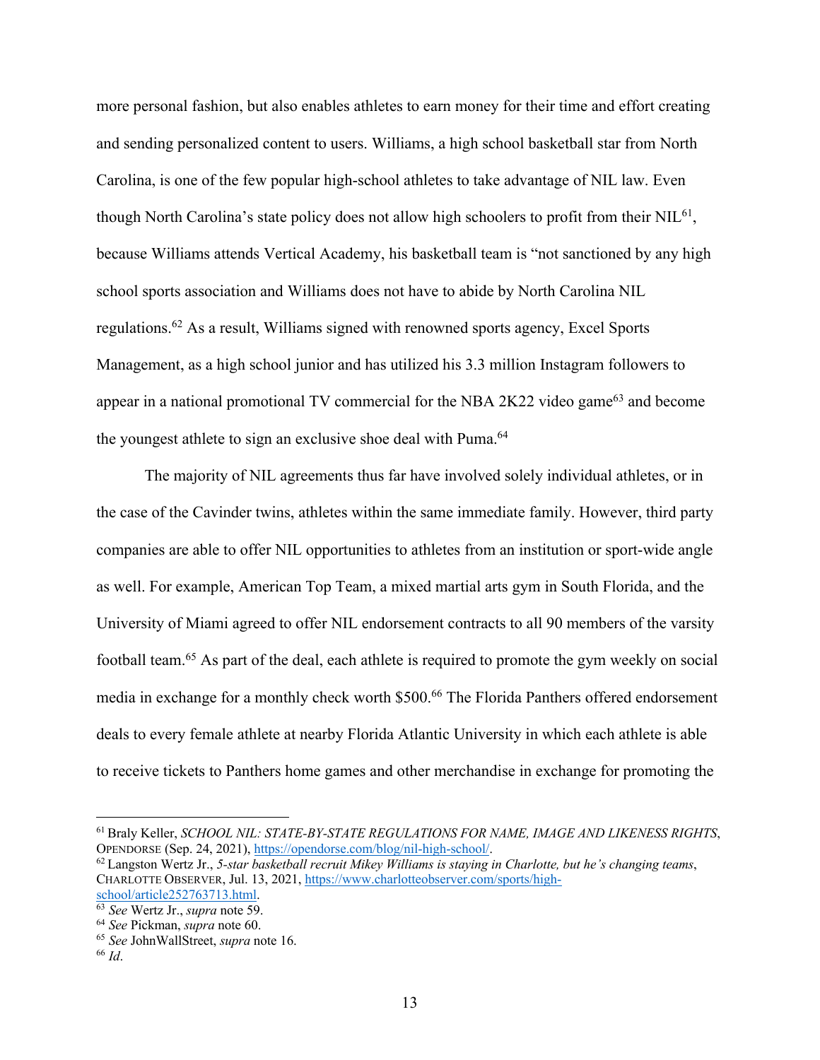more personal fashion, but also enables athletes to earn money for their time and effort creating and sending personalized content to users. Williams, a high school basketball star from North Carolina, is one of the few popular high-school athletes to take advantage of NIL law. Even though North Carolina's state policy does not allow high schoolers to profit from their NIL[61], because Williams attends Vertical Academy, his basketball team is "not sanctioned by any high school sports association and Williams does not have to abide by North Carolina NIL regulations.[62] As a result, Williams signed with renowned sports agency, Excel Sports Management, as a high school junior and has utilized his 3.3 million Instagram followers to appear in a national promotional TV commercial for the NBA 2K22 video game[63] and become the youngest athlete to sign an exclusive shoe deal with Puma.[64]

The majority of NIL agreements thus far have involved solely individual athletes, or in the case of the Cavinder twins, athletes within the same immediate family. However, third party companies are able to offer NIL opportunities to athletes from an institution or sport-wide angle as well. For example, American Top Team, a mixed martial arts gym in South Florida, and the University of Miami agreed to offer NIL endorsement contracts to all 90 members of the varsity football team.[65] As part of the deal, each athlete is required to promote the gym weekly on social media in exchange for a monthly check worth $500.[66] The Florida Panthers offered endorsement deals to every female athlete at nearby Florida Atlantic University in which each athlete is able to receive tickets to Panthers home games and other merchandise in exchange for promoting the

---

[61] Braly Keller, *SCHOOL NIL: STATE-BY-STATE REGULATIONS FOR NAME, IMAGE AND LIKENESS RIGHTS*, OPENDORSE (Sep. 24, 2021), https://opendorse.com/blog/nil-high-school/.

[62] Langston Wertz Jr., *5-star basketball recruit Mikey Williams is staying in Charlotte, but he's changing teams*, CHARLOTTE OBSERVER, Jul. 13, 2021, https://www.charlotteobserver.com/sports/high-school/article252763713.html.

[63] *See* Wertz Jr., *supra* note 59.

[64] *See* Pickman, *supra* note 60.

[65] *See* JohnWallStreet, *supra* note 16.

[66] *Id*.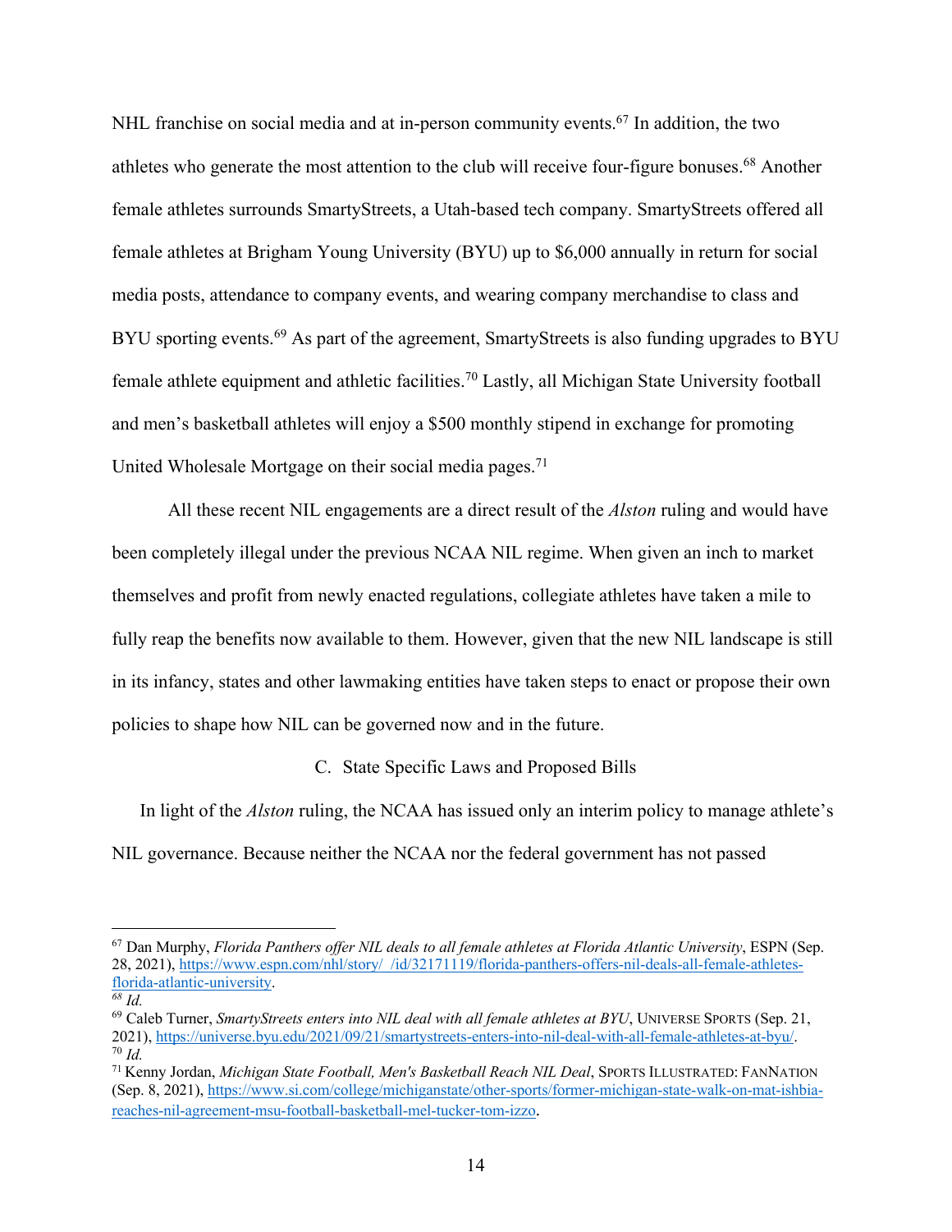NHL franchise on social media and at in-person community events.[67] In addition, the two athletes who generate the most attention to the club will receive four-figure bonuses.[68] Another female athletes surrounds SmartyStreets, a Utah-based tech company. SmartyStreets offered all female athletes at Brigham Young University (BYU) up to $6,000 annually in return for social media posts, attendance to company events, and wearing company merchandise to class and BYU sporting events.[69] As part of the agreement, SmartyStreets is also funding upgrades to BYU female athlete equipment and athletic facilities.[70] Lastly, all Michigan State University football and men's basketball athletes will enjoy a $500 monthly stipend in exchange for promoting United Wholesale Mortgage on their social media pages.[71]

All these recent NIL engagements are a direct result of the *Alston* ruling and would have been completely illegal under the previous NCAA NIL regime. When given an inch to market themselves and profit from newly enacted regulations, collegiate athletes have taken a mile to fully reap the benefits now available to them. However, given that the new NIL landscape is still in its infancy, states and other lawmaking entities have taken steps to enact or propose their own policies to shape how NIL can be governed now and in the future.

### C. State Specific Laws and Proposed Bills

In light of the *Alston* ruling, the NCAA has issued only an interim policy to manage athlete's NIL governance. Because neither the NCAA nor the federal government has not passed

---

[67] Dan Murphy, *Florida Panthers offer NIL deals to all female athletes at Florida Atlantic University*, ESPN (Sep. 28, 2021), https://www.espn.com/nhl/story/_/id/32171119/florida-panthers-offers-nil-deals-all-female-athletes-florida-atlantic-university.

[68] *Id.*

[69] Caleb Turner, *SmartyStreets enters into NIL deal with all female athletes at BYU*, UNIVERSE SPORTS (Sep. 21, 2021), https://universe.byu.edu/2021/09/21/smartystreets-enters-into-nil-deal-with-all-female-athletes-at-byu/.

[70] *Id.*

[71] Kenny Jordan, *Michigan State Football, Men's Basketball Reach NIL Deal*, SPORTS ILLUSTRATED: FANNATION (Sep. 8, 2021), https://www.si.com/college/michiganstate/other-sports/former-michigan-state-walk-on-mat-ishbia-reaches-nil-agreement-msu-football-basketball-mel-tucker-tom-izzo.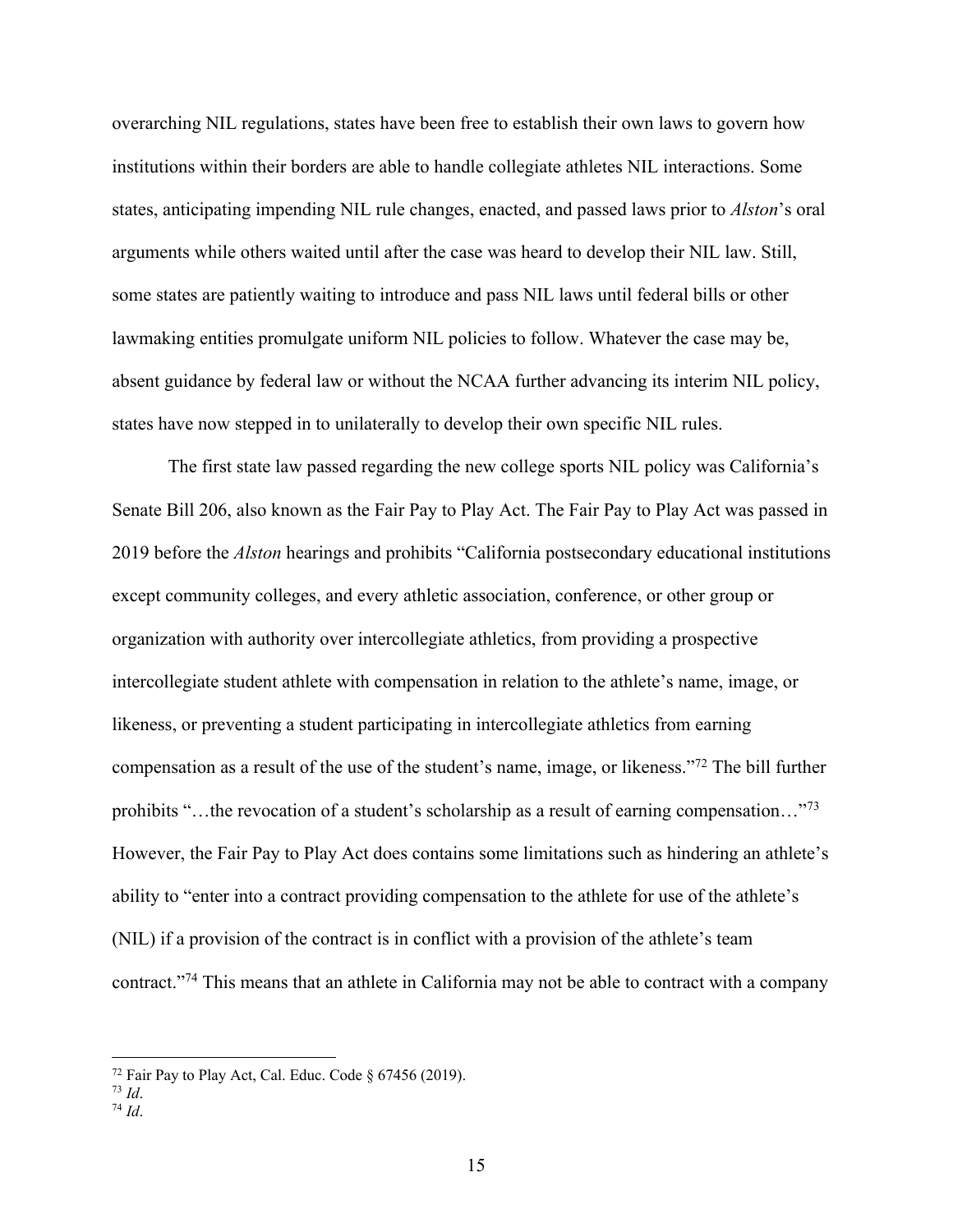overarching NIL regulations, states have been free to establish their own laws to govern how institutions within their borders are able to handle collegiate athletes NIL interactions. Some states, anticipating impending NIL rule changes, enacted, and passed laws prior to *Alston*'s oral arguments while others waited until after the case was heard to develop their NIL law. Still, some states are patiently waiting to introduce and pass NIL laws until federal bills or other lawmaking entities promulgate uniform NIL policies to follow. Whatever the case may be, absent guidance by federal law or without the NCAA further advancing its interim NIL policy, states have now stepped in to unilaterally to develop their own specific NIL rules.

The first state law passed regarding the new college sports NIL policy was California's Senate Bill 206, also known as the Fair Pay to Play Act. The Fair Pay to Play Act was passed in 2019 before the *Alston* hearings and prohibits "California postsecondary educational institutions except community colleges, and every athletic association, conference, or other group or organization with authority over intercollegiate athletics, from providing a prospective intercollegiate student athlete with compensation in relation to the athlete's name, image, or likeness, or preventing a student participating in intercollegiate athletics from earning compensation as a result of the use of the student's name, image, or likeness."[72] The bill further prohibits "…the revocation of a student's scholarship as a result of earning compensation…"[73] However, the Fair Pay to Play Act does contains some limitations such as hindering an athlete's ability to "enter into a contract providing compensation to the athlete for use of the athlete's (NIL) if a provision of the contract is in conflict with a provision of the athlete's team contract."[74] This means that an athlete in California may not be able to contract with a company

[72] Fair Pay to Play Act, Cal. Educ. Code § 67456 (2019).
[73] *Id*.
[74] *Id*.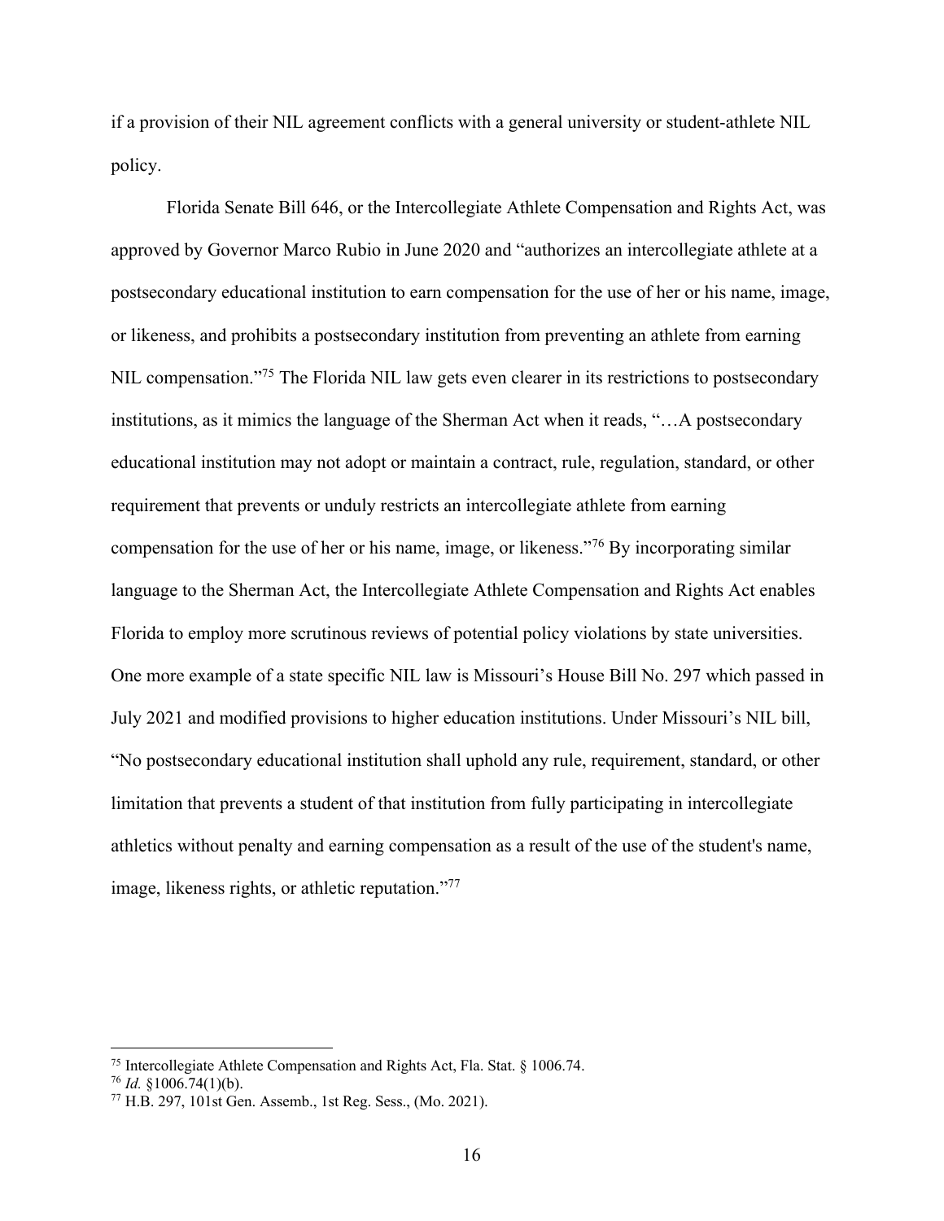if a provision of their NIL agreement conflicts with a general university or student-athlete NIL policy.

Florida Senate Bill 646, or the Intercollegiate Athlete Compensation and Rights Act, was approved by Governor Marco Rubio in June 2020 and "authorizes an intercollegiate athlete at a postsecondary educational institution to earn compensation for the use of her or his name, image, or likeness, and prohibits a postsecondary institution from preventing an athlete from earning NIL compensation."[75] The Florida NIL law gets even clearer in its restrictions to postsecondary institutions, as it mimics the language of the Sherman Act when it reads, "…A postsecondary educational institution may not adopt or maintain a contract, rule, regulation, standard, or other requirement that prevents or unduly restricts an intercollegiate athlete from earning compensation for the use of her or his name, image, or likeness."[76] By incorporating similar language to the Sherman Act, the Intercollegiate Athlete Compensation and Rights Act enables Florida to employ more scrutinous reviews of potential policy violations by state universities. One more example of a state specific NIL law is Missouri's House Bill No. 297 which passed in July 2021 and modified provisions to higher education institutions. Under Missouri's NIL bill, "No postsecondary educational institution shall uphold any rule, requirement, standard, or other limitation that prevents a student of that institution from fully participating in intercollegiate athletics without penalty and earning compensation as a result of the use of the student's name, image, likeness rights, or athletic reputation."[77]

---

[75] Intercollegiate Athlete Compensation and Rights Act, Fla. Stat. § 1006.74.

[76] *Id.* §1006.74(1)(b).

[77] H.B. 297, 101st Gen. Assemb., 1st Reg. Sess., (Mo. 2021).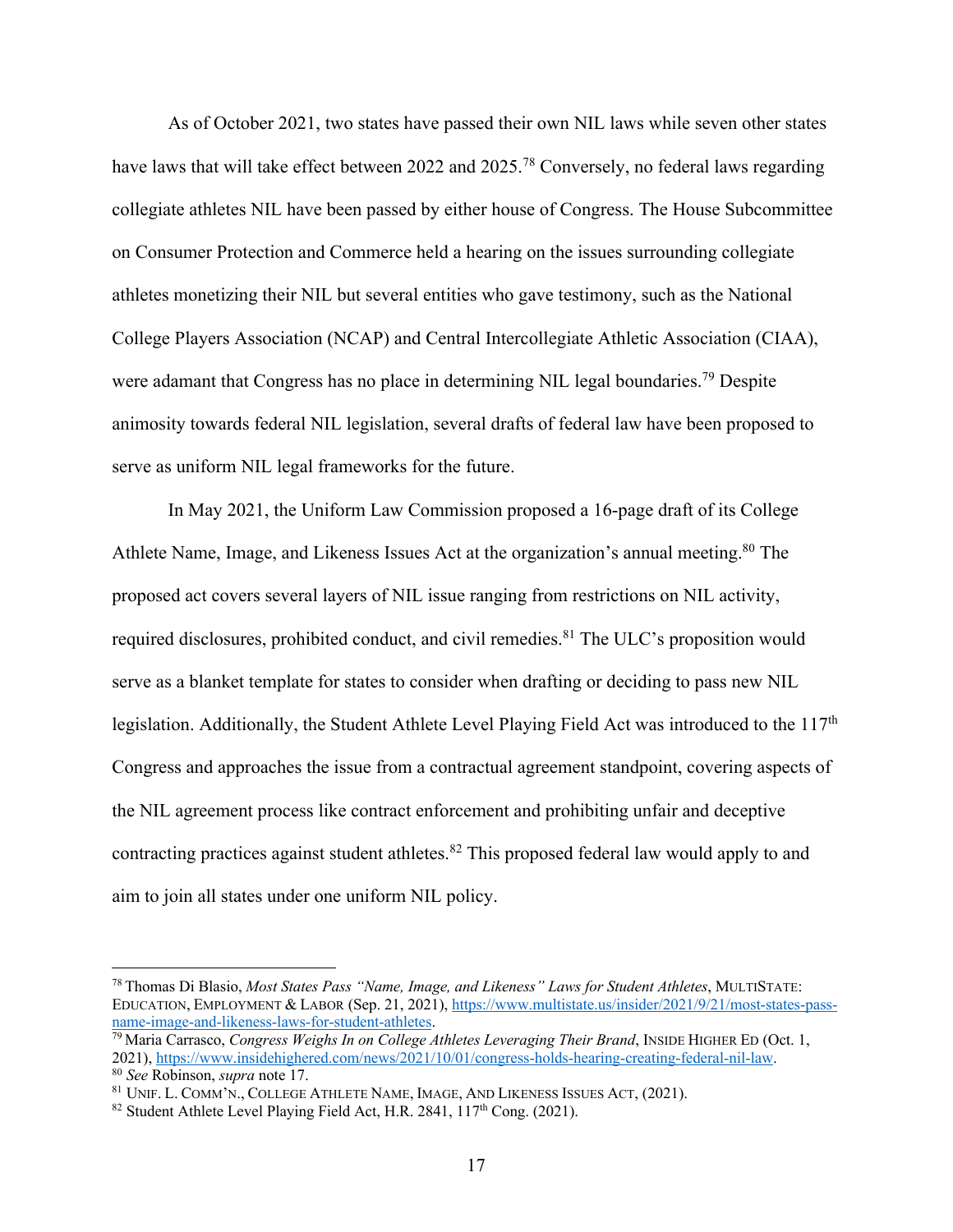As of October 2021, two states have passed their own NIL laws while seven other states have laws that will take effect between 2022 and 2025.[78] Conversely, no federal laws regarding collegiate athletes NIL have been passed by either house of Congress. The House Subcommittee on Consumer Protection and Commerce held a hearing on the issues surrounding collegiate athletes monetizing their NIL but several entities who gave testimony, such as the National College Players Association (NCAP) and Central Intercollegiate Athletic Association (CIAA), were adamant that Congress has no place in determining NIL legal boundaries.[79] Despite animosity towards federal NIL legislation, several drafts of federal law have been proposed to serve as uniform NIL legal frameworks for the future.

In May 2021, the Uniform Law Commission proposed a 16-page draft of its College Athlete Name, Image, and Likeness Issues Act at the organization's annual meeting.[80] The proposed act covers several layers of NIL issue ranging from restrictions on NIL activity, required disclosures, prohibited conduct, and civil remedies.[81] The ULC's proposition would serve as a blanket template for states to consider when drafting or deciding to pass new NIL legislation. Additionally, the Student Athlete Level Playing Field Act was introduced to the 117th Congress and approaches the issue from a contractual agreement standpoint, covering aspects of the NIL agreement process like contract enforcement and prohibiting unfair and deceptive contracting practices against student athletes.[82] This proposed federal law would apply to and aim to join all states under one uniform NIL policy.

---

[78] Thomas Di Blasio, *Most States Pass "Name, Image, and Likeness" Laws for Student Athletes*, MULTISTATE: EDUCATION, EMPLOYMENT & LABOR (Sep. 21, 2021), https://www.multistate.us/insider/2021/9/21/most-states-pass-name-image-and-likeness-laws-for-student-athletes.

[79] Maria Carrasco, *Congress Weighs In on College Athletes Leveraging Their Brand*, INSIDE HIGHER ED (Oct. 1, 2021), https://www.insidehighered.com/news/2021/10/01/congress-holds-hearing-creating-federal-nil-law.

[80] *See* Robinson, *supra* note 17.

[81] UNIF. L. COMM'N., COLLEGE ATHLETE NAME, IMAGE, AND LIKENESS ISSUES ACT, (2021).

[82] Student Athlete Level Playing Field Act, H.R. 2841, 117th Cong. (2021).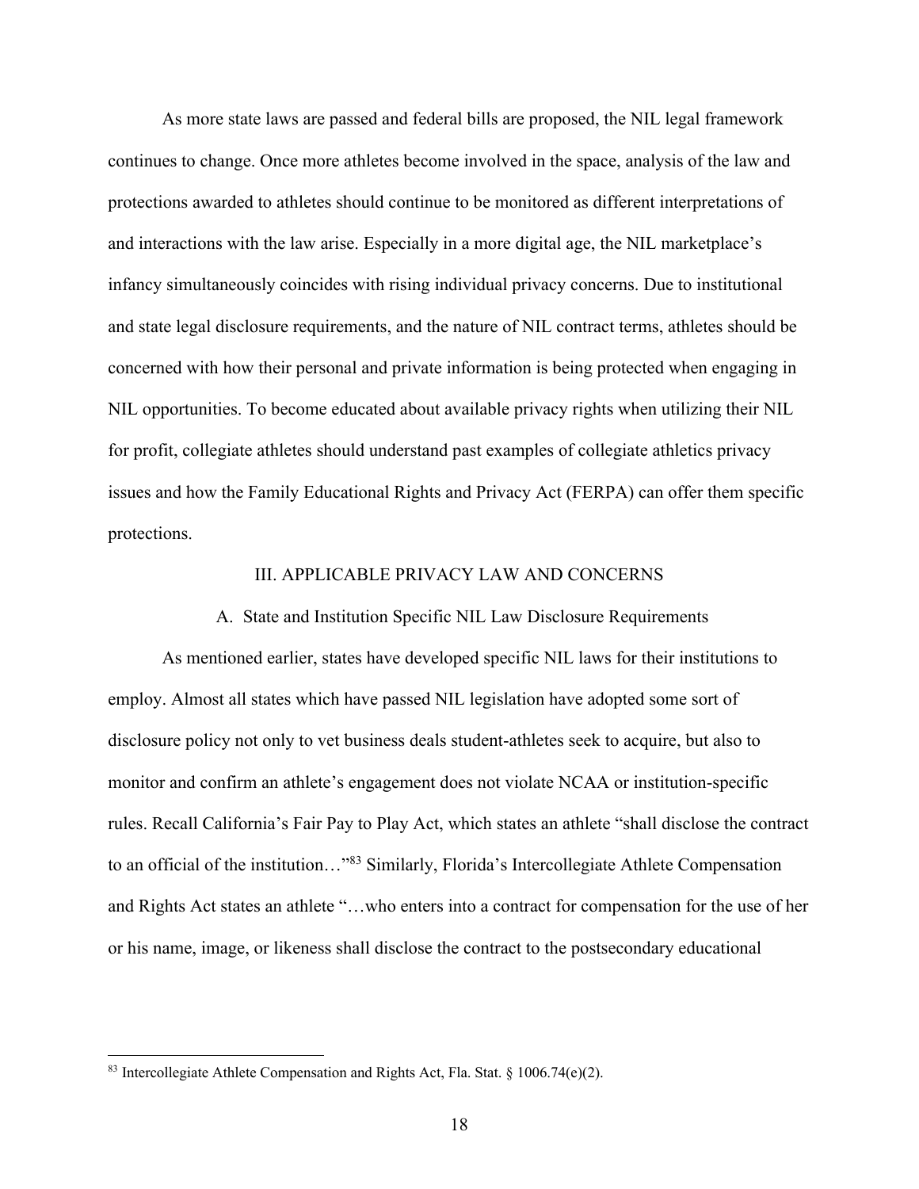As more state laws are passed and federal bills are proposed, the NIL legal framework continues to change. Once more athletes become involved in the space, analysis of the law and protections awarded to athletes should continue to be monitored as different interpretations of and interactions with the law arise. Especially in a more digital age, the NIL marketplace's infancy simultaneously coincides with rising individual privacy concerns. Due to institutional and state legal disclosure requirements, and the nature of NIL contract terms, athletes should be concerned with how their personal and private information is being protected when engaging in NIL opportunities. To become educated about available privacy rights when utilizing their NIL for profit, collegiate athletes should understand past examples of collegiate athletics privacy issues and how the Family Educational Rights and Privacy Act (FERPA) can offer them specific protections.

## III. APPLICABLE PRIVACY LAW AND CONCERNS

### A. State and Institution Specific NIL Law Disclosure Requirements

As mentioned earlier, states have developed specific NIL laws for their institutions to employ. Almost all states which have passed NIL legislation have adopted some sort of disclosure policy not only to vet business deals student-athletes seek to acquire, but also to monitor and confirm an athlete's engagement does not violate NCAA or institution-specific rules. Recall California's Fair Pay to Play Act, which states an athlete "shall disclose the contract to an official of the institution…"[83] Similarly, Florida's Intercollegiate Athlete Compensation and Rights Act states an athlete "…who enters into a contract for compensation for the use of her or his name, image, or likeness shall disclose the contract to the postsecondary educational

[83] Intercollegiate Athlete Compensation and Rights Act, Fla. Stat. § 1006.74(e)(2).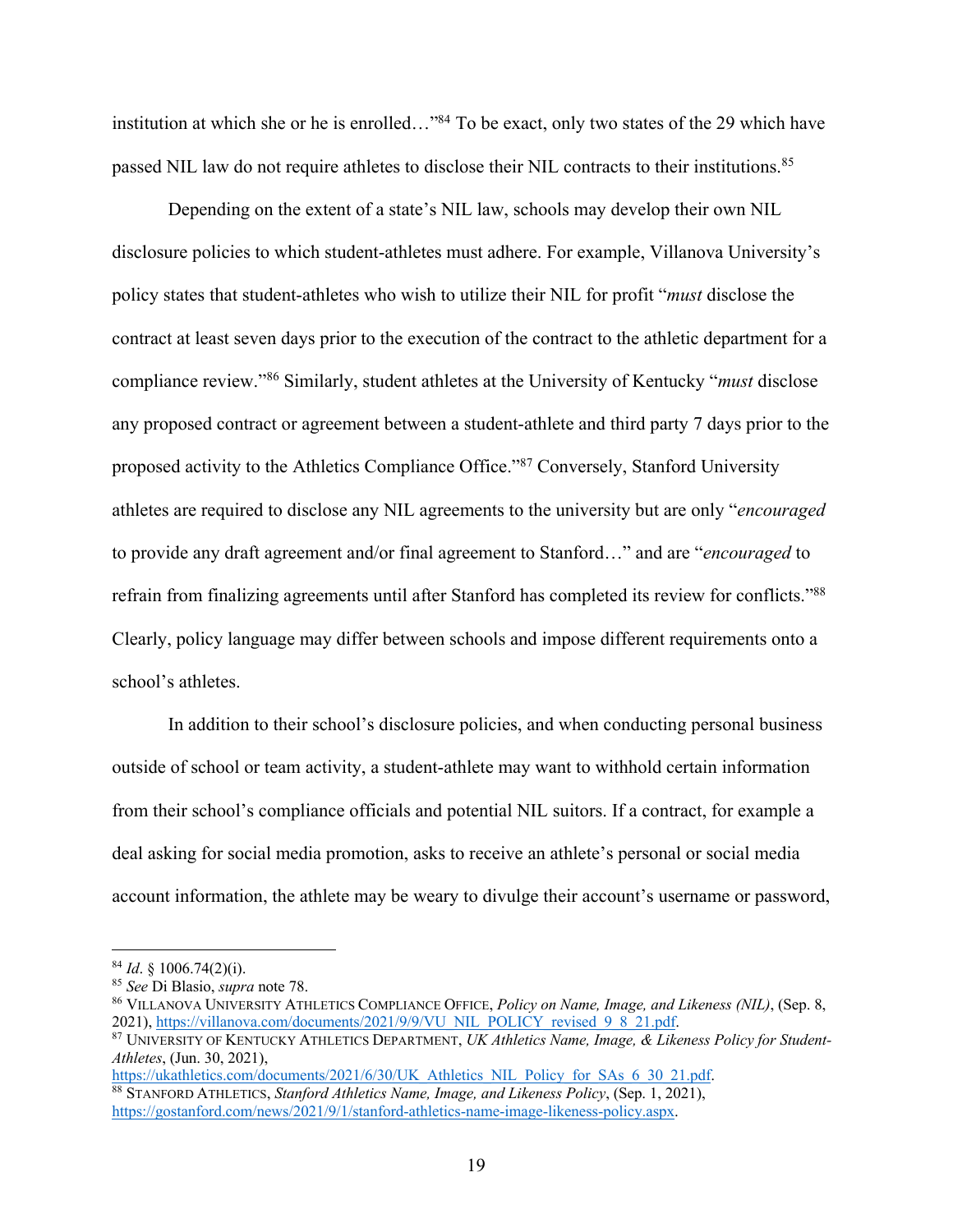institution at which she or he is enrolled…"[84] To be exact, only two states of the 29 which have passed NIL law do not require athletes to disclose their NIL contracts to their institutions.[85]

Depending on the extent of a state's NIL law, schools may develop their own NIL disclosure policies to which student-athletes must adhere. For example, Villanova University's policy states that student-athletes who wish to utilize their NIL for profit "*must* disclose the contract at least seven days prior to the execution of the contract to the athletic department for a compliance review."[86] Similarly, student athletes at the University of Kentucky "*must* disclose any proposed contract or agreement between a student-athlete and third party 7 days prior to the proposed activity to the Athletics Compliance Office."[87] Conversely, Stanford University athletes are required to disclose any NIL agreements to the university but are only "*encouraged* to provide any draft agreement and/or final agreement to Stanford…" and are "*encouraged* to refrain from finalizing agreements until after Stanford has completed its review for conflicts."[88] Clearly, policy language may differ between schools and impose different requirements onto a school's athletes.

In addition to their school's disclosure policies, and when conducting personal business outside of school or team activity, a student-athlete may want to withhold certain information from their school's compliance officials and potential NIL suitors. If a contract, for example a deal asking for social media promotion, asks to receive an athlete's personal or social media account information, the athlete may be weary to divulge their account's username or password,

---

[84] *Id*. § 1006.74(2)(i).

[85] *See* Di Blasio, *supra* note 78.

[86] VILLANOVA UNIVERSITY ATHLETICS COMPLIANCE OFFICE, *Policy on Name, Image, and Likeness (NIL)*, (Sep. 8, 2021), https://villanova.com/documents/2021/9/9/VU_NIL_POLICY_revised_9_8_21.pdf.

[87] UNIVERSITY OF KENTUCKY ATHLETICS DEPARTMENT, *UK Athletics Name, Image, & Likeness Policy for Student-Athletes*, (Jun. 30, 2021), https://ukathletics.com/documents/2021/6/30/UK_Athletics_NIL_Policy_for_SAs_6_30_21.pdf.

[88] STANFORD ATHLETICS, *Stanford Athletics Name, Image, and Likeness Policy*, (Sep. 1, 2021), https://gostanford.com/news/2021/9/1/stanford-athletics-name-image-likeness-policy.aspx.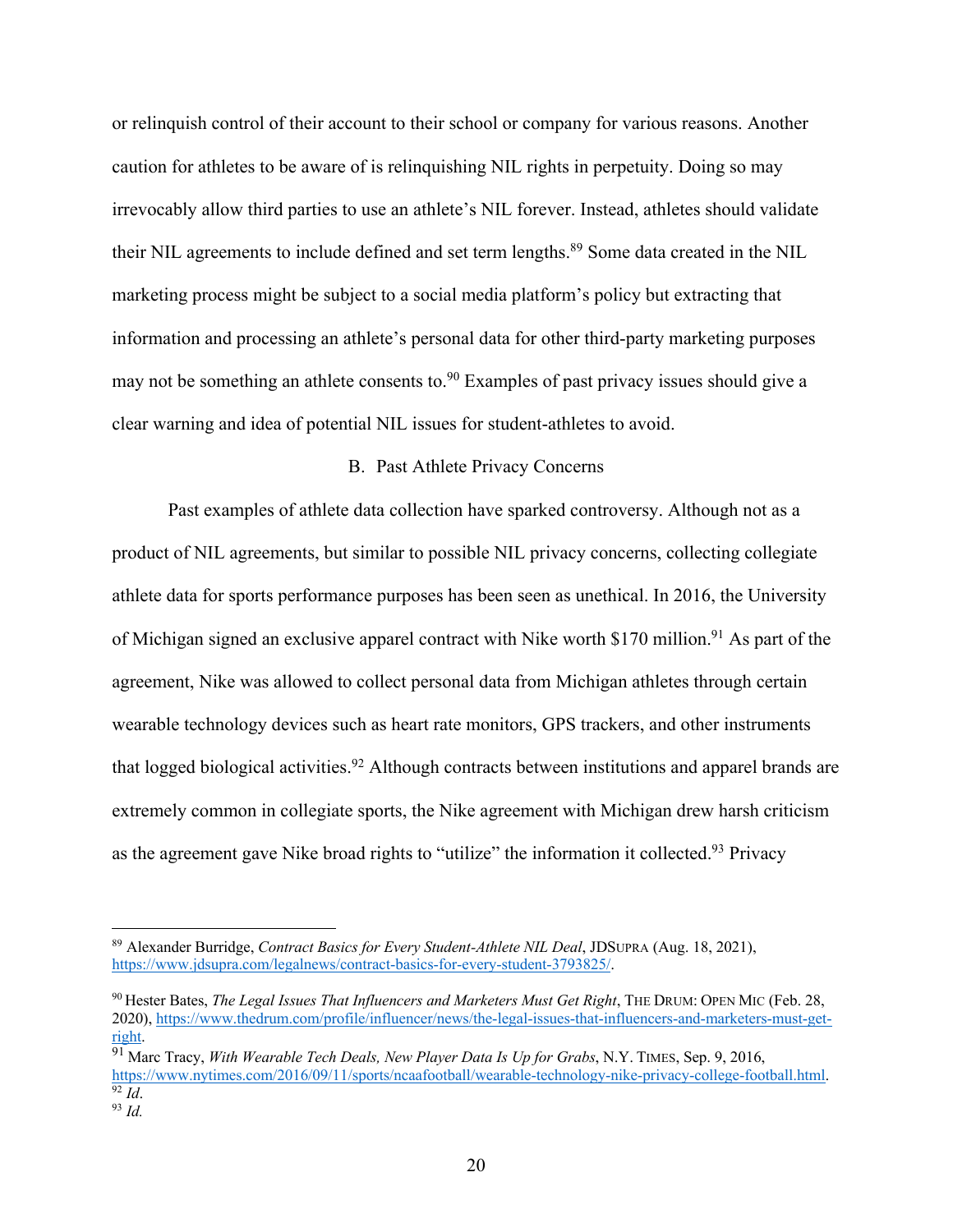or relinquish control of their account to their school or company for various reasons. Another caution for athletes to be aware of is relinquishing NIL rights in perpetuity. Doing so may irrevocably allow third parties to use an athlete's NIL forever. Instead, athletes should validate their NIL agreements to include defined and set term lengths.[89] Some data created in the NIL marketing process might be subject to a social media platform's policy but extracting that information and processing an athlete's personal data for other third-party marketing purposes may not be something an athlete consents to.[90] Examples of past privacy issues should give a clear warning and idea of potential NIL issues for student-athletes to avoid.

### B. Past Athlete Privacy Concerns

Past examples of athlete data collection have sparked controversy. Although not as a product of NIL agreements, but similar to possible NIL privacy concerns, collecting collegiate athlete data for sports performance purposes has been seen as unethical. In 2016, the University of Michigan signed an exclusive apparel contract with Nike worth $170 million.[91] As part of the agreement, Nike was allowed to collect personal data from Michigan athletes through certain wearable technology devices such as heart rate monitors, GPS trackers, and other instruments that logged biological activities.[92] Although contracts between institutions and apparel brands are extremely common in collegiate sports, the Nike agreement with Michigan drew harsh criticism as the agreement gave Nike broad rights to "utilize" the information it collected.[93] Privacy

---

[89] Alexander Burridge, *Contract Basics for Every Student-Athlete NIL Deal*, JDSUPRA (Aug. 18, 2021), https://www.jdsupra.com/legalnews/contract-basics-for-every-student-3793825/.

[90] Hester Bates, *The Legal Issues That Influencers and Marketers Must Get Right*, THE DRUM: OPEN MIC (Feb. 28, 2020), https://www.thedrum.com/profile/influencer/news/the-legal-issues-that-influencers-and-marketers-must-get-right.

[91] Marc Tracy, *With Wearable Tech Deals, New Player Data Is Up for Grabs*, N.Y. TIMES, Sep. 9, 2016, https://www.nytimes.com/2016/09/11/sports/ncaafootball/wearable-technology-nike-privacy-college-football.html.

[92] *Id*.

[93] *Id.*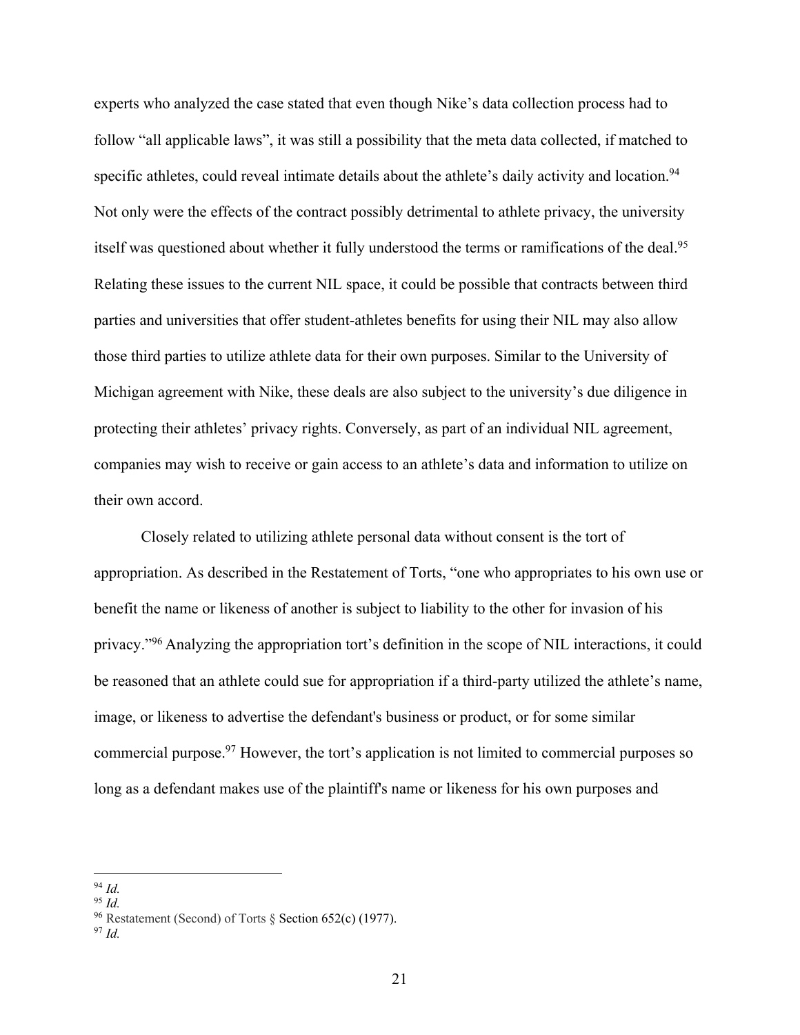experts who analyzed the case stated that even though Nike's data collection process had to follow "all applicable laws", it was still a possibility that the meta data collected, if matched to specific athletes, could reveal intimate details about the athlete's daily activity and location.[94] Not only were the effects of the contract possibly detrimental to athlete privacy, the university itself was questioned about whether it fully understood the terms or ramifications of the deal.[95] Relating these issues to the current NIL space, it could be possible that contracts between third parties and universities that offer student-athletes benefits for using their NIL may also allow those third parties to utilize athlete data for their own purposes. Similar to the University of Michigan agreement with Nike, these deals are also subject to the university's due diligence in protecting their athletes' privacy rights. Conversely, as part of an individual NIL agreement, companies may wish to receive or gain access to an athlete's data and information to utilize on their own accord.

Closely related to utilizing athlete personal data without consent is the tort of appropriation. As described in the Restatement of Torts, "one who appropriates to his own use or benefit the name or likeness of another is subject to liability to the other for invasion of his privacy."[96] Analyzing the appropriation tort's definition in the scope of NIL interactions, it could be reasoned that an athlete could sue for appropriation if a third-party utilized the athlete's name, image, or likeness to advertise the defendant's business or product, or for some similar commercial purpose.[97] However, the tort's application is not limited to commercial purposes so long as a defendant makes use of the plaintiff's name or likeness for his own purposes and

---

[94] *Id.*

[95] *Id.*

[96] Restatement (Second) of Torts § Section 652(c) (1977).

[97] *Id.*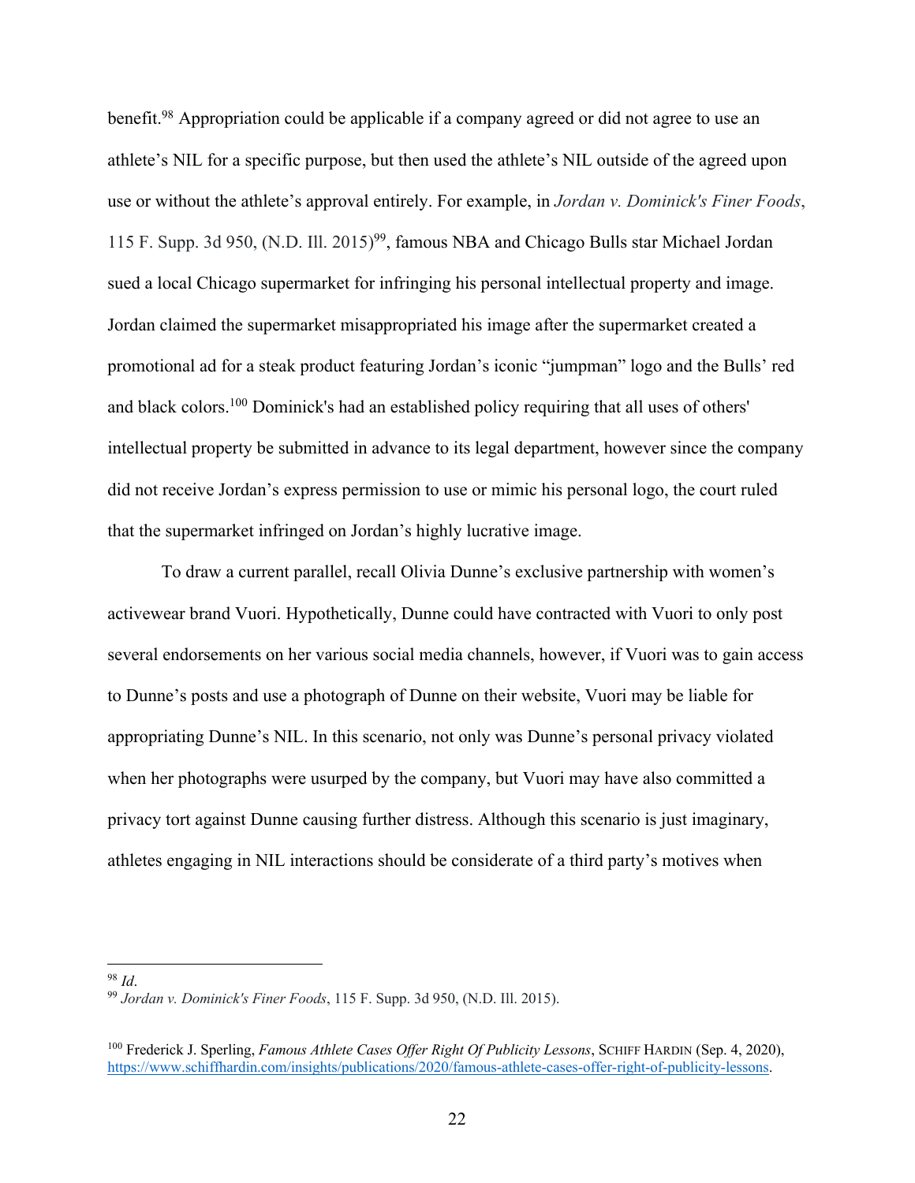benefit.[98] Appropriation could be applicable if a company agreed or did not agree to use an athlete's NIL for a specific purpose, but then used the athlete's NIL outside of the agreed upon use or without the athlete's approval entirely. For example, in *Jordan v. Dominick's Finer Foods*, 115 F. Supp. 3d 950, (N.D. Ill. 2015)[99], famous NBA and Chicago Bulls star Michael Jordan sued a local Chicago supermarket for infringing his personal intellectual property and image. Jordan claimed the supermarket misappropriated his image after the supermarket created a promotional ad for a steak product featuring Jordan's iconic "jumpman" logo and the Bulls' red and black colors.[100] Dominick's had an established policy requiring that all uses of others' intellectual property be submitted in advance to its legal department, however since the company did not receive Jordan's express permission to use or mimic his personal logo, the court ruled that the supermarket infringed on Jordan's highly lucrative image.

To draw a current parallel, recall Olivia Dunne's exclusive partnership with women's activewear brand Vuori. Hypothetically, Dunne could have contracted with Vuori to only post several endorsements on her various social media channels, however, if Vuori was to gain access to Dunne's posts and use a photograph of Dunne on their website, Vuori may be liable for appropriating Dunne's NIL. In this scenario, not only was Dunne's personal privacy violated when her photographs were usurped by the company, but Vuori may have also committed a privacy tort against Dunne causing further distress. Although this scenario is just imaginary, athletes engaging in NIL interactions should be considerate of a third party's motives when

---

[98] *Id*.

[99] *Jordan v. Dominick's Finer Foods*, 115 F. Supp. 3d 950, (N.D. Ill. 2015).

[100] Frederick J. Sperling, *Famous Athlete Cases Offer Right Of Publicity Lessons*, SCHIFF HARDIN (Sep. 4, 2020), https://www.schiffhardin.com/insights/publications/2020/famous-athlete-cases-offer-right-of-publicity-lessons.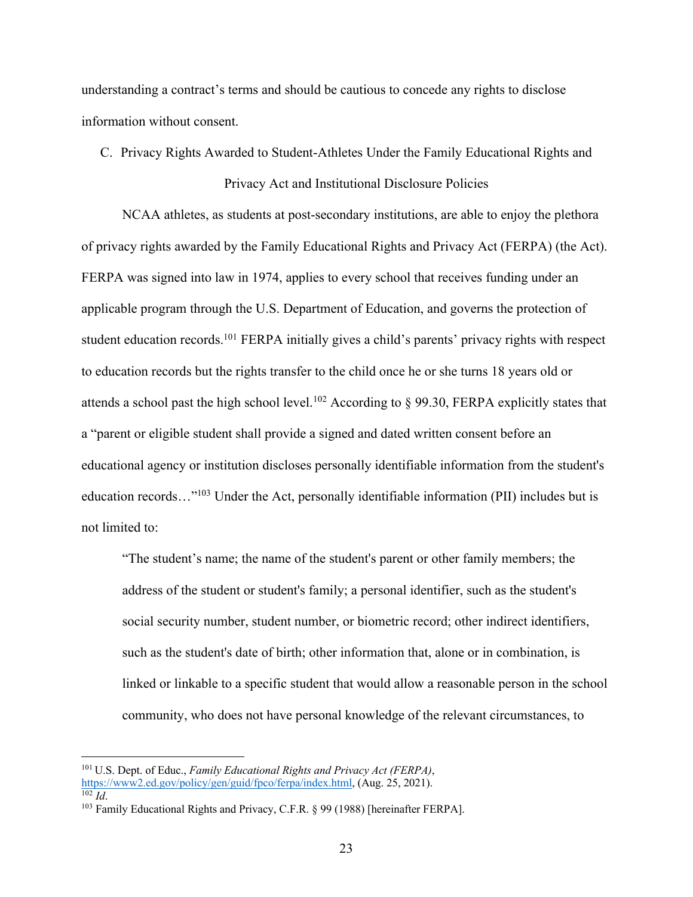understanding a contract's terms and should be cautious to concede any rights to disclose information without consent.

### C. Privacy Rights Awarded to Student-Athletes Under the Family Educational Rights and Privacy Act and Institutional Disclosure Policies

NCAA athletes, as students at post-secondary institutions, are able to enjoy the plethora of privacy rights awarded by the Family Educational Rights and Privacy Act (FERPA) (the Act). FERPA was signed into law in 1974, applies to every school that receives funding under an applicable program through the U.S. Department of Education, and governs the protection of student education records.[101] FERPA initially gives a child's parents' privacy rights with respect to education records but the rights transfer to the child once he or she turns 18 years old or attends a school past the high school level.[102] According to § 99.30, FERPA explicitly states that a "parent or eligible student shall provide a signed and dated written consent before an educational agency or institution discloses personally identifiable information from the student's education records…"[103] Under the Act, personally identifiable information (PII) includes but is not limited to:

> "The student's name; the name of the student's parent or other family members; the address of the student or student's family; a personal identifier, such as the student's social security number, student number, or biometric record; other indirect identifiers, such as the student's date of birth; other information that, alone or in combination, is linked or linkable to a specific student that would allow a reasonable person in the school community, who does not have personal knowledge of the relevant circumstances, to

---

[101] U.S. Dept. of Educ., *Family Educational Rights and Privacy Act (FERPA)*, https://www2.ed.gov/policy/gen/guid/fpco/ferpa/index.html, (Aug. 25, 2021).

[102] *Id*.

[103] Family Educational Rights and Privacy, C.F.R. § 99 (1988) [hereinafter FERPA].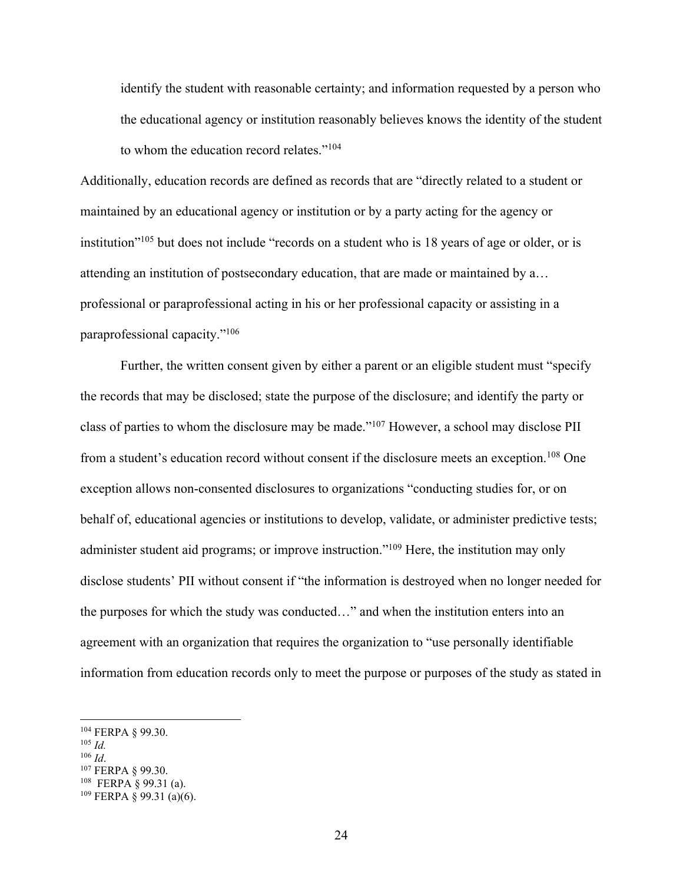identify the student with reasonable certainty; and information requested by a person who the educational agency or institution reasonably believes knows the identity of the student to whom the education record relates."[104]

Additionally, education records are defined as records that are "directly related to a student or maintained by an educational agency or institution or by a party acting for the agency or institution"[105] but does not include "records on a student who is 18 years of age or older, or is attending an institution of postsecondary education, that are made or maintained by a… professional or paraprofessional acting in his or her professional capacity or assisting in a paraprofessional capacity."[106]

Further, the written consent given by either a parent or an eligible student must "specify the records that may be disclosed; state the purpose of the disclosure; and identify the party or class of parties to whom the disclosure may be made."[107] However, a school may disclose PII from a student's education record without consent if the disclosure meets an exception.[108] One exception allows non-consented disclosures to organizations "conducting studies for, or on behalf of, educational agencies or institutions to develop, validate, or administer predictive tests; administer student aid programs; or improve instruction."[109] Here, the institution may only disclose students' PII without consent if "the information is destroyed when no longer needed for the purposes for which the study was conducted…" and when the institution enters into an agreement with an organization that requires the organization to "use personally identifiable information from education records only to meet the purpose or purposes of the study as stated in

---

[104] FERPA § 99.30.
[105] *Id.*
[106] *Id*.
[107] FERPA § 99.30.
[108] FERPA § 99.31 (a).
[109] FERPA § 99.31 (a)(6).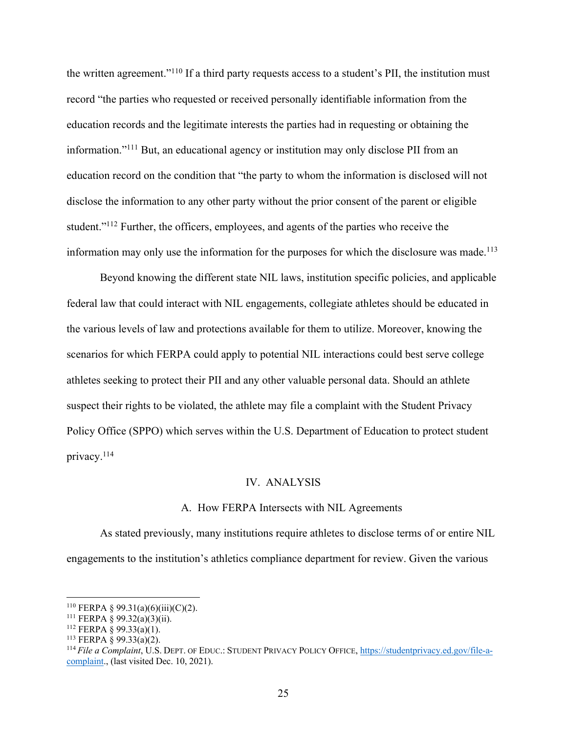the written agreement."[110] If a third party requests access to a student's PII, the institution must record "the parties who requested or received personally identifiable information from the education records and the legitimate interests the parties had in requesting or obtaining the information."[111] But, an educational agency or institution may only disclose PII from an education record on the condition that "the party to whom the information is disclosed will not disclose the information to any other party without the prior consent of the parent or eligible student."[112] Further, the officers, employees, and agents of the parties who receive the information may only use the information for the purposes for which the disclosure was made.[113]

Beyond knowing the different state NIL laws, institution specific policies, and applicable federal law that could interact with NIL engagements, collegiate athletes should be educated in the various levels of law and protections available for them to utilize. Moreover, knowing the scenarios for which FERPA could apply to potential NIL interactions could best serve college athletes seeking to protect their PII and any other valuable personal data. Should an athlete suspect their rights to be violated, the athlete may file a complaint with the Student Privacy Policy Office (SPPO) which serves within the U.S. Department of Education to protect student privacy.[114]

## IV. ANALYSIS

### A. How FERPA Intersects with NIL Agreements

As stated previously, many institutions require athletes to disclose terms of or entire NIL engagements to the institution's athletics compliance department for review. Given the various

---

[110] FERPA § 99.31(a)(6)(iii)(C)(2).
[111] FERPA § 99.32(a)(3)(ii).
[112] FERPA § 99.33(a)(1).
[113] FERPA § 99.33(a)(2).
[114] *File a Complaint*, U.S. DEPT. OF EDUC.: STUDENT PRIVACY POLICY OFFICE, https://studentprivacy.ed.gov/file-a-complaint., (last visited Dec. 10, 2021).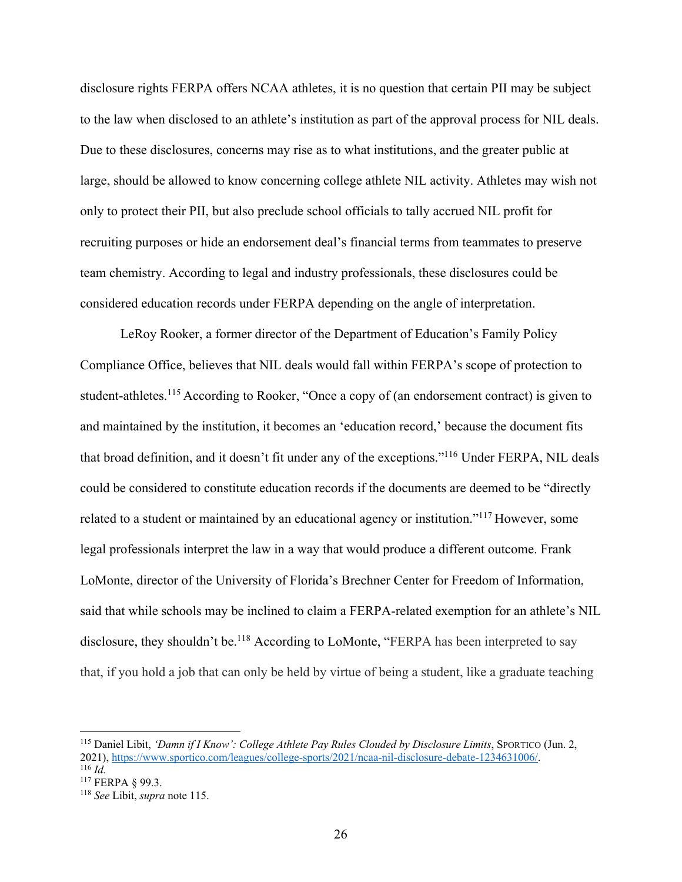disclosure rights FERPA offers NCAA athletes, it is no question that certain PII may be subject to the law when disclosed to an athlete's institution as part of the approval process for NIL deals. Due to these disclosures, concerns may rise as to what institutions, and the greater public at large, should be allowed to know concerning college athlete NIL activity. Athletes may wish not only to protect their PII, but also preclude school officials to tally accrued NIL profit for recruiting purposes or hide an endorsement deal's financial terms from teammates to preserve team chemistry. According to legal and industry professionals, these disclosures could be considered education records under FERPA depending on the angle of interpretation.

LeRoy Rooker, a former director of the Department of Education's Family Policy Compliance Office, believes that NIL deals would fall within FERPA's scope of protection to student-athletes.[115] According to Rooker, "Once a copy of (an endorsement contract) is given to and maintained by the institution, it becomes an 'education record,' because the document fits that broad definition, and it doesn't fit under any of the exceptions."[116] Under FERPA, NIL deals could be considered to constitute education records if the documents are deemed to be "directly related to a student or maintained by an educational agency or institution."[117] However, some legal professionals interpret the law in a way that would produce a different outcome. Frank LoMonte, director of the University of Florida's Brechner Center for Freedom of Information, said that while schools may be inclined to claim a FERPA-related exemption for an athlete's NIL disclosure, they shouldn't be.[118] According to LoMonte, "FERPA has been interpreted to say that, if you hold a job that can only be held by virtue of being a student, like a graduate teaching

---

[115] Daniel Libit, *'Damn if I Know': College Athlete Pay Rules Clouded by Disclosure Limits*, SPORTICO (Jun. 2, 2021), https://www.sportico.com/leagues/college-sports/2021/ncaa-nil-disclosure-debate-1234631006/.
[116] *Id.*
[117] FERPA § 99.3.
[118] *See* Libit, *supra* note 115.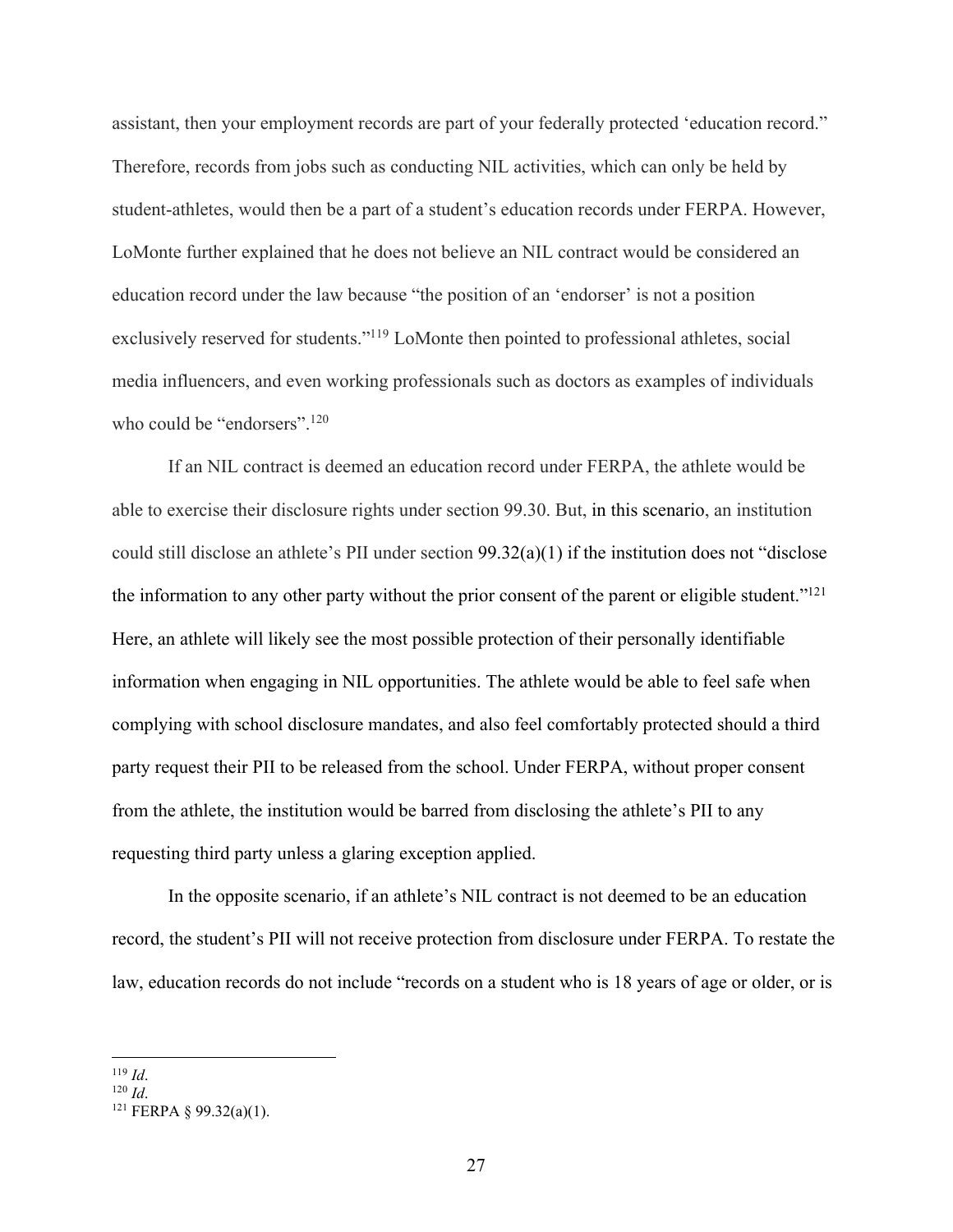assistant, then your employment records are part of your federally protected 'education record." Therefore, records from jobs such as conducting NIL activities, which can only be held by student-athletes, would then be a part of a student's education records under FERPA. However, LoMonte further explained that he does not believe an NIL contract would be considered an education record under the law because "the position of an 'endorser' is not a position exclusively reserved for students."[119] LoMonte then pointed to professional athletes, social media influencers, and even working professionals such as doctors as examples of individuals who could be "endorsers".[120]

If an NIL contract is deemed an education record under FERPA, the athlete would be able to exercise their disclosure rights under section 99.30. But, in this scenario, an institution could still disclose an athlete's PII under section 99.32(a)(1) if the institution does not "disclose the information to any other party without the prior consent of the parent or eligible student."[121] Here, an athlete will likely see the most possible protection of their personally identifiable information when engaging in NIL opportunities. The athlete would be able to feel safe when complying with school disclosure mandates, and also feel comfortably protected should a third party request their PII to be released from the school. Under FERPA, without proper consent from the athlete, the institution would be barred from disclosing the athlete's PII to any requesting third party unless a glaring exception applied.

In the opposite scenario, if an athlete's NIL contract is not deemed to be an education record, the student's PII will not receive protection from disclosure under FERPA. To restate the law, education records do not include "records on a student who is 18 years of age or older, or is

---

[119] *Id*.

[120] *Id*.

[121] FERPA § 99.32(a)(1).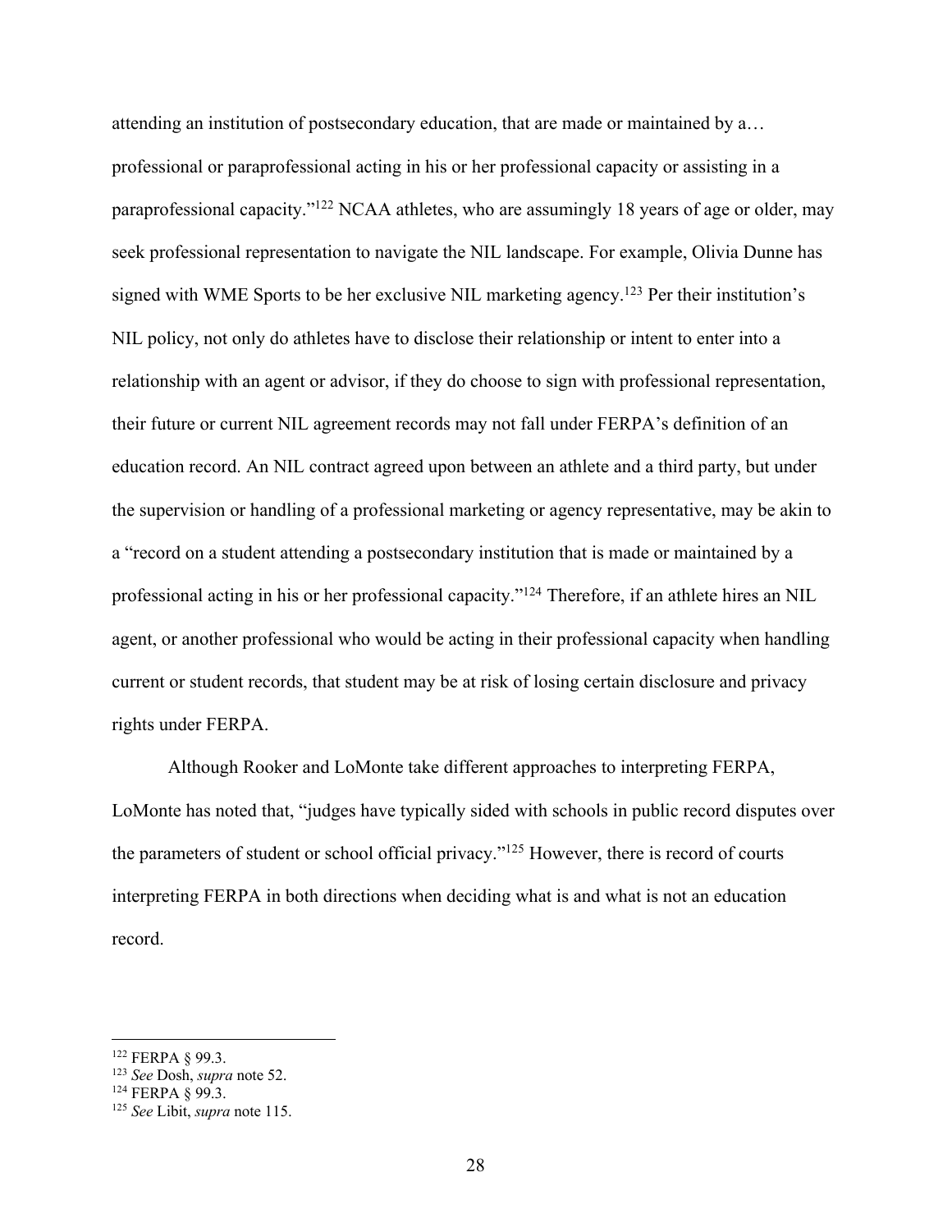attending an institution of postsecondary education, that are made or maintained by a… professional or paraprofessional acting in his or her professional capacity or assisting in a paraprofessional capacity."[122] NCAA athletes, who are assumingly 18 years of age or older, may seek professional representation to navigate the NIL landscape. For example, Olivia Dunne has signed with WME Sports to be her exclusive NIL marketing agency.[123] Per their institution's NIL policy, not only do athletes have to disclose their relationship or intent to enter into a relationship with an agent or advisor, if they do choose to sign with professional representation, their future or current NIL agreement records may not fall under FERPA's definition of an education record. An NIL contract agreed upon between an athlete and a third party, but under the supervision or handling of a professional marketing or agency representative, may be akin to a "record on a student attending a postsecondary institution that is made or maintained by a professional acting in his or her professional capacity."[124] Therefore, if an athlete hires an NIL agent, or another professional who would be acting in their professional capacity when handling current or student records, that student may be at risk of losing certain disclosure and privacy rights under FERPA.

Although Rooker and LoMonte take different approaches to interpreting FERPA, LoMonte has noted that, "judges have typically sided with schools in public record disputes over the parameters of student or school official privacy."[125] However, there is record of courts interpreting FERPA in both directions when deciding what is and what is not an education record.

---

[122] FERPA § 99.3.

[123] *See* Dosh, *supra* note 52.

[124] FERPA § 99.3.

[125] *See* Libit, *supra* note 115.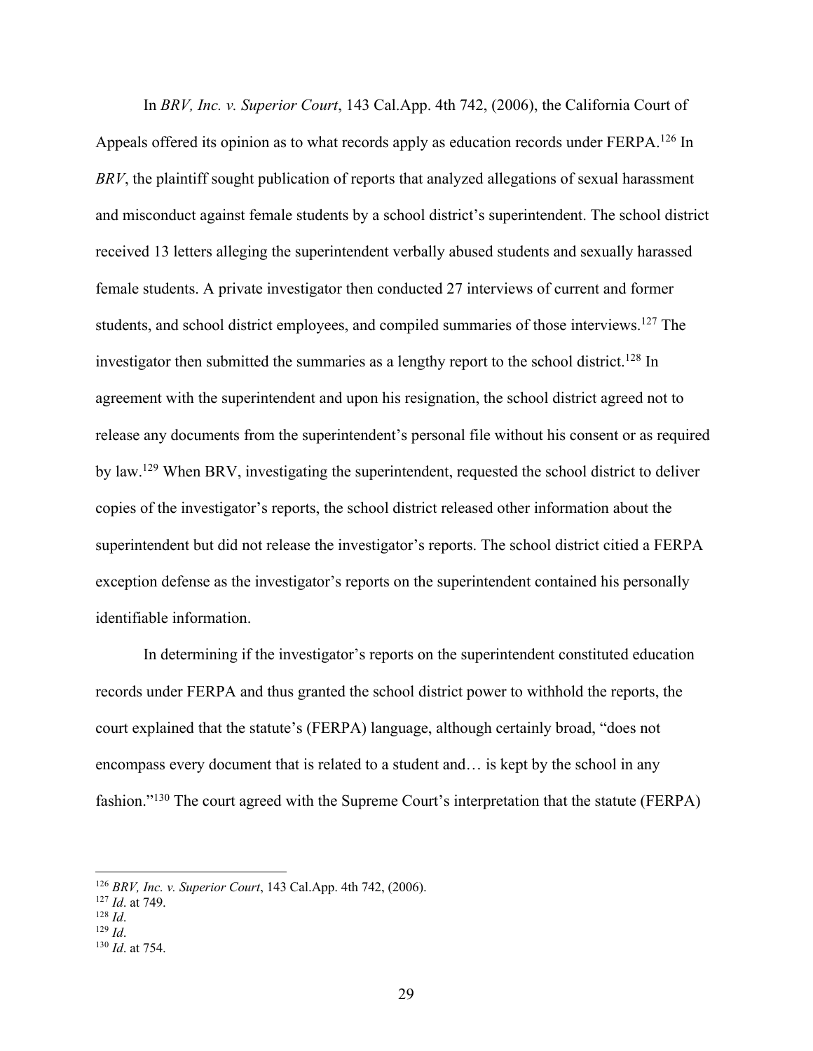In *BRV, Inc. v. Superior Court*, 143 Cal.App. 4th 742, (2006), the California Court of Appeals offered its opinion as to what records apply as education records under FERPA.[126] In *BRV*, the plaintiff sought publication of reports that analyzed allegations of sexual harassment and misconduct against female students by a school district's superintendent. The school district received 13 letters alleging the superintendent verbally abused students and sexually harassed female students. A private investigator then conducted 27 interviews of current and former students, and school district employees, and compiled summaries of those interviews.[127] The investigator then submitted the summaries as a lengthy report to the school district.[128] In agreement with the superintendent and upon his resignation, the school district agreed not to release any documents from the superintendent's personal file without his consent or as required by law.[129] When BRV, investigating the superintendent, requested the school district to deliver copies of the investigator's reports, the school district released other information about the superintendent but did not release the investigator's reports. The school district citied a FERPA exception defense as the investigator's reports on the superintendent contained his personally identifiable information.

In determining if the investigator's reports on the superintendent constituted education records under FERPA and thus granted the school district power to withhold the reports, the court explained that the statute's (FERPA) language, although certainly broad, "does not encompass every document that is related to a student and… is kept by the school in any fashion."[130] The court agreed with the Supreme Court's interpretation that the statute (FERPA)

---

[126] *BRV, Inc. v. Superior Court*, 143 Cal.App. 4th 742, (2006).
[127] *Id*. at 749.
[128] *Id*.
[129] *Id*.
[130] *Id*. at 754.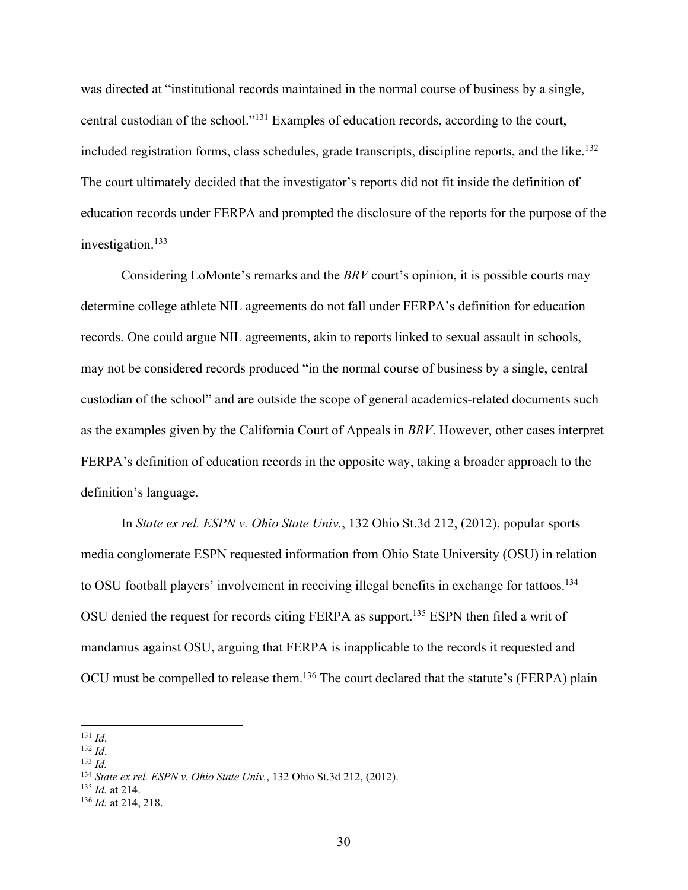was directed at "institutional records maintained in the normal course of business by a single, central custodian of the school."[131] Examples of education records, according to the court, included registration forms, class schedules, grade transcripts, discipline reports, and the like.[132] The court ultimately decided that the investigator's reports did not fit inside the definition of education records under FERPA and prompted the disclosure of the reports for the purpose of the investigation.[133]

Considering LoMonte's remarks and the *BRV* court's opinion, it is possible courts may determine college athlete NIL agreements do not fall under FERPA's definition for education records. One could argue NIL agreements, akin to reports linked to sexual assault in schools, may not be considered records produced "in the normal course of business by a single, central custodian of the school" and are outside the scope of general academics-related documents such as the examples given by the California Court of Appeals in *BRV*. However, other cases interpret FERPA's definition of education records in the opposite way, taking a broader approach to the definition's language.

In *State ex rel. ESPN v. Ohio State Univ.*, 132 Ohio St.3d 212, (2012), popular sports media conglomerate ESPN requested information from Ohio State University (OSU) in relation to OSU football players' involvement in receiving illegal benefits in exchange for tattoos.[134] OSU denied the request for records citing FERPA as support.[135] ESPN then filed a writ of mandamus against OSU, arguing that FERPA is inapplicable to the records it requested and OCU must be compelled to release them.[136] The court declared that the statute's (FERPA) plain

---

[131] *Id*.
[132] *Id*.
[133] *Id.*
[134] *State ex rel. ESPN v. Ohio State Univ.*, 132 Ohio St.3d 212, (2012).
[135] *Id.* at 214.
[136] *Id.* at 214, 218.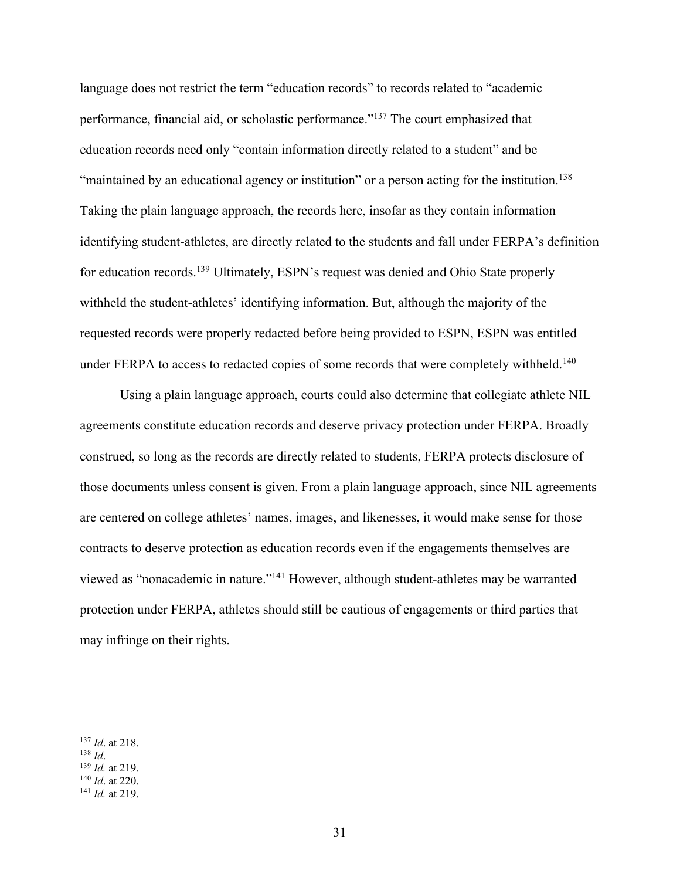language does not restrict the term "education records" to records related to "academic performance, financial aid, or scholastic performance."[137] The court emphasized that education records need only "contain information directly related to a student" and be "maintained by an educational agency or institution" or a person acting for the institution.[138] Taking the plain language approach, the records here, insofar as they contain information identifying student-athletes, are directly related to the students and fall under FERPA's definition for education records.[139] Ultimately, ESPN's request was denied and Ohio State properly withheld the student-athletes' identifying information. But, although the majority of the requested records were properly redacted before being provided to ESPN, ESPN was entitled under FERPA to access to redacted copies of some records that were completely withheld.[140]

Using a plain language approach, courts could also determine that collegiate athlete NIL agreements constitute education records and deserve privacy protection under FERPA. Broadly construed, so long as the records are directly related to students, FERPA protects disclosure of those documents unless consent is given. From a plain language approach, since NIL agreements are centered on college athletes' names, images, and likenesses, it would make sense for those contracts to deserve protection as education records even if the engagements themselves are viewed as "nonacademic in nature."[141] However, although student-athletes may be warranted protection under FERPA, athletes should still be cautious of engagements or third parties that may infringe on their rights.

---

[137] *Id*. at 218.
[138] *Id*.
[139] *Id.* at 219.
[140] *Id*. at 220.
[141] *Id.* at 219.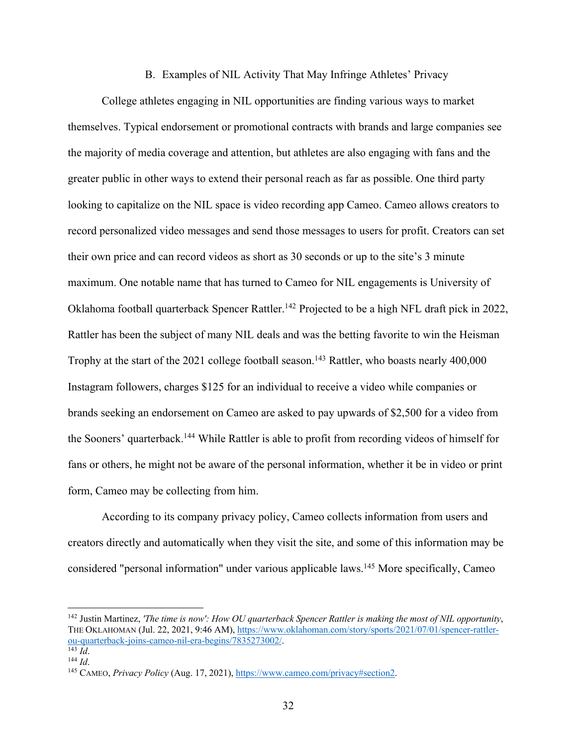### B. Examples of NIL Activity That May Infringe Athletes' Privacy

College athletes engaging in NIL opportunities are finding various ways to market themselves. Typical endorsement or promotional contracts with brands and large companies see the majority of media coverage and attention, but athletes are also engaging with fans and the greater public in other ways to extend their personal reach as far as possible. One third party looking to capitalize on the NIL space is video recording app Cameo. Cameo allows creators to record personalized video messages and send those messages to users for profit. Creators can set their own price and can record videos as short as 30 seconds or up to the site's 3 minute maximum. One notable name that has turned to Cameo for NIL engagements is University of Oklahoma football quarterback Spencer Rattler.[142] Projected to be a high NFL draft pick in 2022, Rattler has been the subject of many NIL deals and was the betting favorite to win the Heisman Trophy at the start of the 2021 college football season.[143] Rattler, who boasts nearly 400,000 Instagram followers, charges $125 for an individual to receive a video while companies or brands seeking an endorsement on Cameo are asked to pay upwards of $2,500 for a video from the Sooners' quarterback.[144] While Rattler is able to profit from recording videos of himself for fans or others, he might not be aware of the personal information, whether it be in video or print form, Cameo may be collecting from him.

According to its company privacy policy, Cameo collects information from users and creators directly and automatically when they visit the site, and some of this information may be considered "personal information" under various applicable laws.[145] More specifically, Cameo

---

[142] Justin Martinez, *'The time is now': How OU quarterback Spencer Rattler is making the most of NIL opportunity*, THE OKLAHOMAN (Jul. 22, 2021, 9:46 AM), https://www.oklahoman.com/story/sports/2021/07/01/spencer-rattler-ou-quarterback-joins-cameo-nil-era-begins/7835273002/.

[143] *Id*.

[144] *Id*.

[145] CAMEO, *Privacy Policy* (Aug. 17, 2021), https://www.cameo.com/privacy#section2.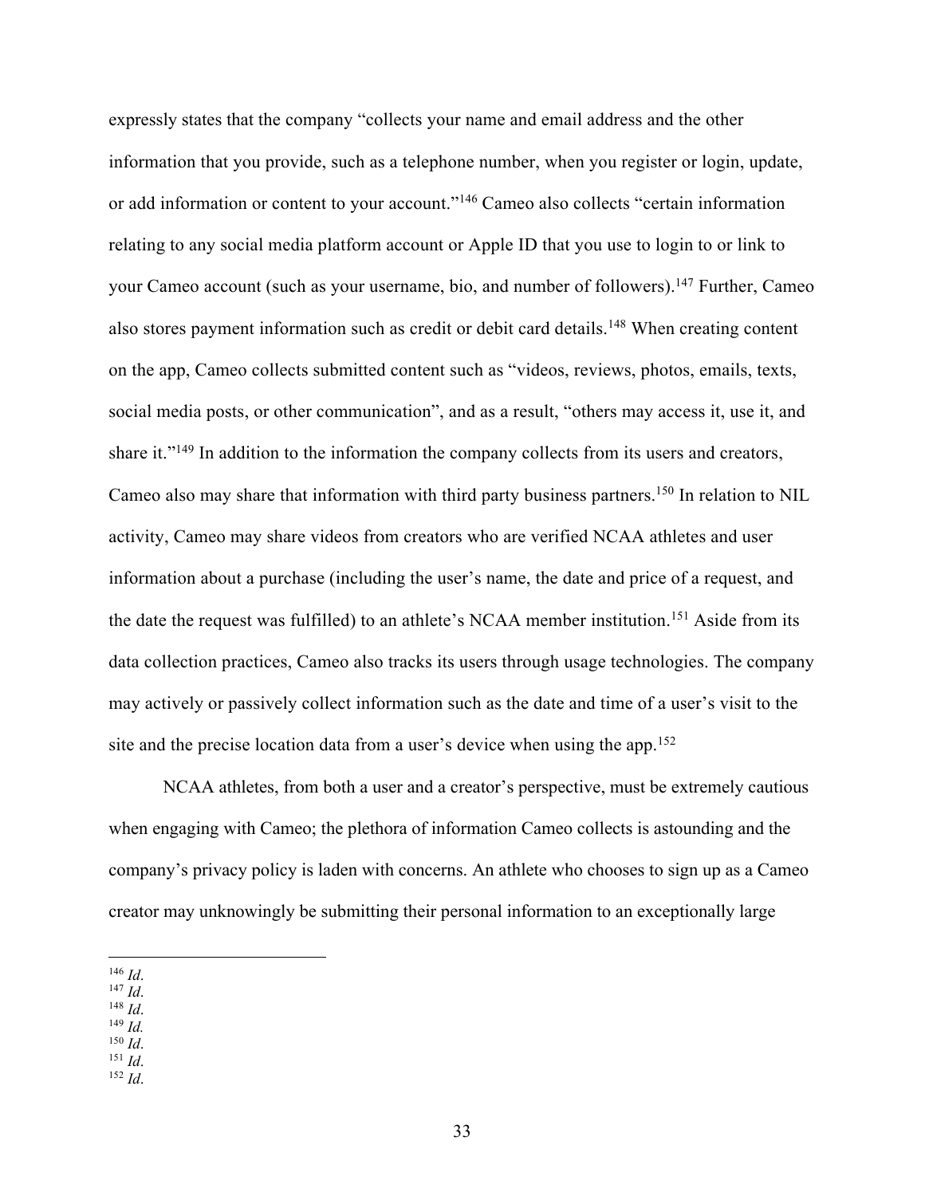expressly states that the company "collects your name and email address and the other information that you provide, such as a telephone number, when you register or login, update, or add information or content to your account."[146] Cameo also collects "certain information relating to any social media platform account or Apple ID that you use to login to or link to your Cameo account (such as your username, bio, and number of followers).[147] Further, Cameo also stores payment information such as credit or debit card details.[148] When creating content on the app, Cameo collects submitted content such as "videos, reviews, photos, emails, texts, social media posts, or other communication", and as a result, "others may access it, use it, and share it."[149] In addition to the information the company collects from its users and creators, Cameo also may share that information with third party business partners.[150] In relation to NIL activity, Cameo may share videos from creators who are verified NCAA athletes and user information about a purchase (including the user's name, the date and price of a request, and the date the request was fulfilled) to an athlete's NCAA member institution.[151] Aside from its data collection practices, Cameo also tracks its users through usage technologies. The company may actively or passively collect information such as the date and time of a user's visit to the site and the precise location data from a user's device when using the app.[152]

NCAA athletes, from both a user and a creator's perspective, must be extremely cautious when engaging with Cameo; the plethora of information Cameo collects is astounding and the company's privacy policy is laden with concerns. An athlete who chooses to sign up as a Cameo creator may unknowingly be submitting their personal information to an exceptionally large

---

[146] *Id*.
[147] *Id*.
[148] *Id*.
[149] *Id.*
[150] *Id*.
[151] *Id*.
[152] *Id*.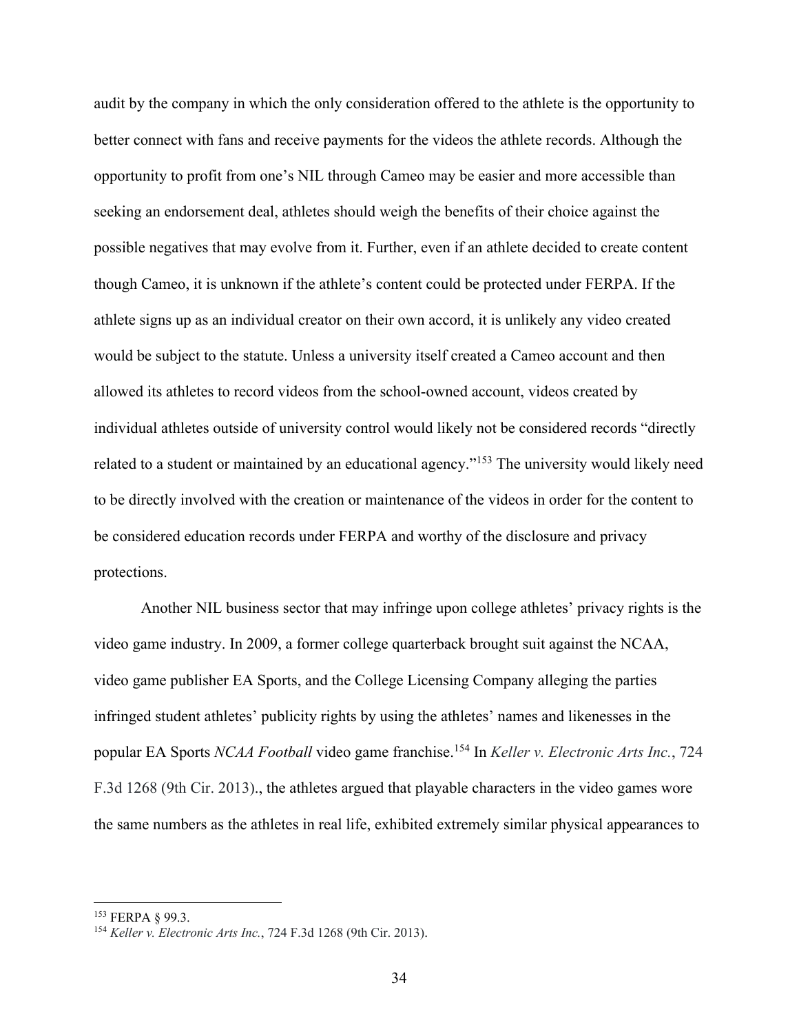audit by the company in which the only consideration offered to the athlete is the opportunity to better connect with fans and receive payments for the videos the athlete records. Although the opportunity to profit from one's NIL through Cameo may be easier and more accessible than seeking an endorsement deal, athletes should weigh the benefits of their choice against the possible negatives that may evolve from it. Further, even if an athlete decided to create content though Cameo, it is unknown if the athlete's content could be protected under FERPA. If the athlete signs up as an individual creator on their own accord, it is unlikely any video created would be subject to the statute. Unless a university itself created a Cameo account and then allowed its athletes to record videos from the school-owned account, videos created by individual athletes outside of university control would likely not be considered records "directly related to a student or maintained by an educational agency."[153] The university would likely need to be directly involved with the creation or maintenance of the videos in order for the content to be considered education records under FERPA and worthy of the disclosure and privacy protections.

Another NIL business sector that may infringe upon college athletes' privacy rights is the video game industry. In 2009, a former college quarterback brought suit against the NCAA, video game publisher EA Sports, and the College Licensing Company alleging the parties infringed student athletes' publicity rights by using the athletes' names and likenesses in the popular EA Sports *NCAA Football* video game franchise.[154] In *Keller v. Electronic Arts Inc.*, 724 F.3d 1268 (9th Cir. 2013)., the athletes argued that playable characters in the video games wore the same numbers as the athletes in real life, exhibited extremely similar physical appearances to

---

[153] FERPA § 99.3.

[154] *Keller v. Electronic Arts Inc.*, 724 F.3d 1268 (9th Cir. 2013).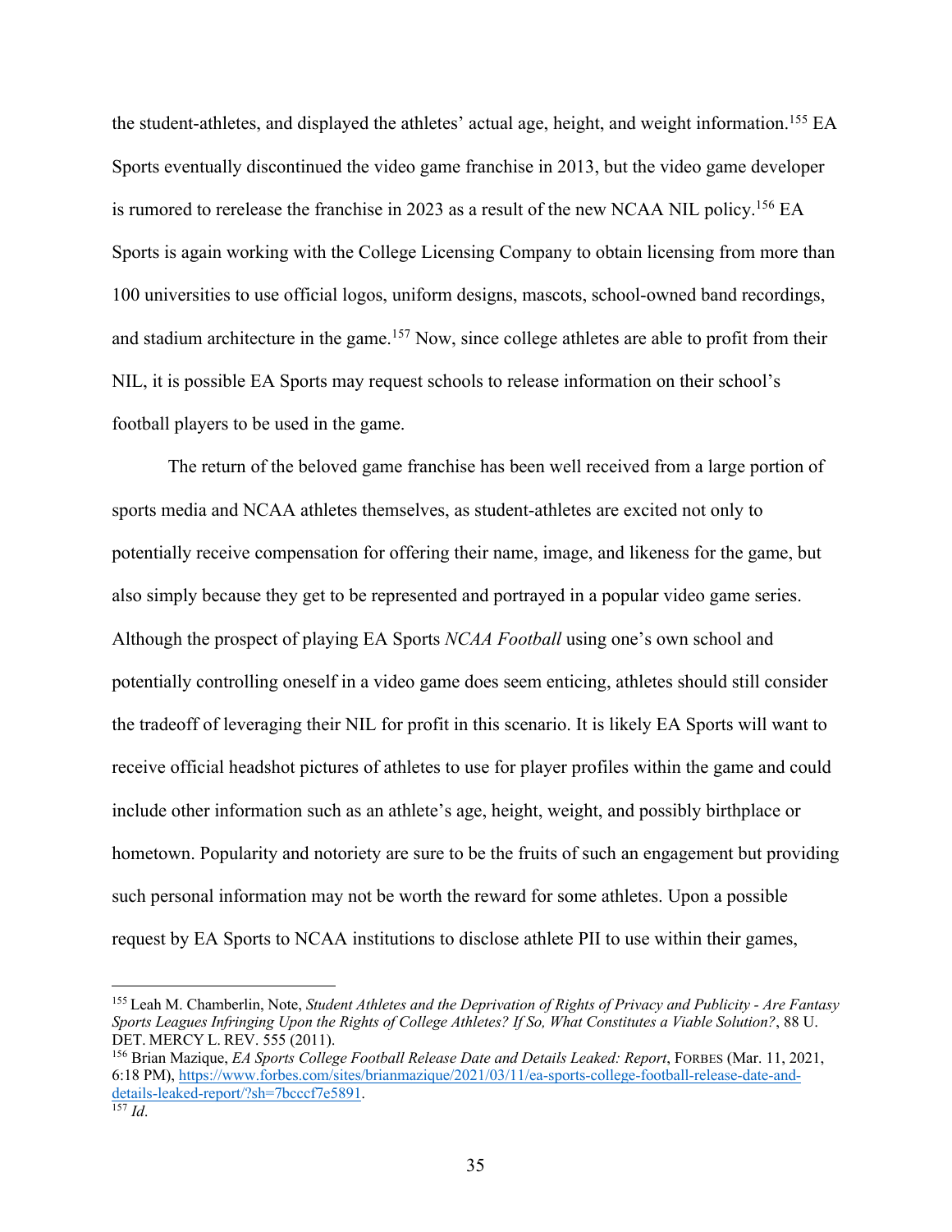the student-athletes, and displayed the athletes' actual age, height, and weight information.[155] EA Sports eventually discontinued the video game franchise in 2013, but the video game developer is rumored to rerelease the franchise in 2023 as a result of the new NCAA NIL policy.[156] EA Sports is again working with the College Licensing Company to obtain licensing from more than 100 universities to use official logos, uniform designs, mascots, school-owned band recordings, and stadium architecture in the game.[157] Now, since college athletes are able to profit from their NIL, it is possible EA Sports may request schools to release information on their school's football players to be used in the game.

The return of the beloved game franchise has been well received from a large portion of sports media and NCAA athletes themselves, as student-athletes are excited not only to potentially receive compensation for offering their name, image, and likeness for the game, but also simply because they get to be represented and portrayed in a popular video game series. Although the prospect of playing EA Sports *NCAA Football* using one's own school and potentially controlling oneself in a video game does seem enticing, athletes should still consider the tradeoff of leveraging their NIL for profit in this scenario. It is likely EA Sports will want to receive official headshot pictures of athletes to use for player profiles within the game and could include other information such as an athlete's age, height, weight, and possibly birthplace or hometown. Popularity and notoriety are sure to be the fruits of such an engagement but providing such personal information may not be worth the reward for some athletes. Upon a possible request by EA Sports to NCAA institutions to disclose athlete PII to use within their games,

---

[155] Leah M. Chamberlin, Note, *Student Athletes and the Deprivation of Rights of Privacy and Publicity - Are Fantasy Sports Leagues Infringing Upon the Rights of College Athletes? If So, What Constitutes a Viable Solution?*, 88 U. DET. MERCY L. REV. 555 (2011).

[156] Brian Mazique, *EA Sports College Football Release Date and Details Leaked: Report*, FORBES (Mar. 11, 2021, 6:18 PM), https://www.forbes.com/sites/brianmazique/2021/03/11/ea-sports-college-football-release-date-and-details-leaked-report/?sh=7bcccf7e5891.

[157] *Id*.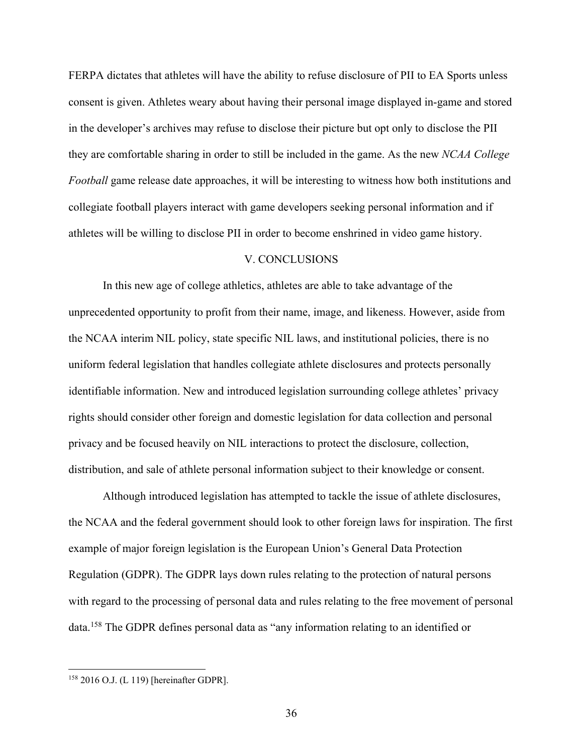FERPA dictates that athletes will have the ability to refuse disclosure of PII to EA Sports unless consent is given. Athletes weary about having their personal image displayed in-game and stored in the developer's archives may refuse to disclose their picture but opt only to disclose the PII they are comfortable sharing in order to still be included in the game. As the new *NCAA College Football* game release date approaches, it will be interesting to witness how both institutions and collegiate football players interact with game developers seeking personal information and if athletes will be willing to disclose PII in order to become enshrined in video game history.

## V. CONCLUSIONS

In this new age of college athletics, athletes are able to take advantage of the unprecedented opportunity to profit from their name, image, and likeness. However, aside from the NCAA interim NIL policy, state specific NIL laws, and institutional policies, there is no uniform federal legislation that handles collegiate athlete disclosures and protects personally identifiable information. New and introduced legislation surrounding college athletes' privacy rights should consider other foreign and domestic legislation for data collection and personal privacy and be focused heavily on NIL interactions to protect the disclosure, collection, distribution, and sale of athlete personal information subject to their knowledge or consent.

Although introduced legislation has attempted to tackle the issue of athlete disclosures, the NCAA and the federal government should look to other foreign laws for inspiration. The first example of major foreign legislation is the European Union's General Data Protection Regulation (GDPR). The GDPR lays down rules relating to the protection of natural persons with regard to the processing of personal data and rules relating to the free movement of personal data.[158] The GDPR defines personal data as "any information relating to an identified or

---

[158] 2016 O.J. (L 119) [hereinafter GDPR].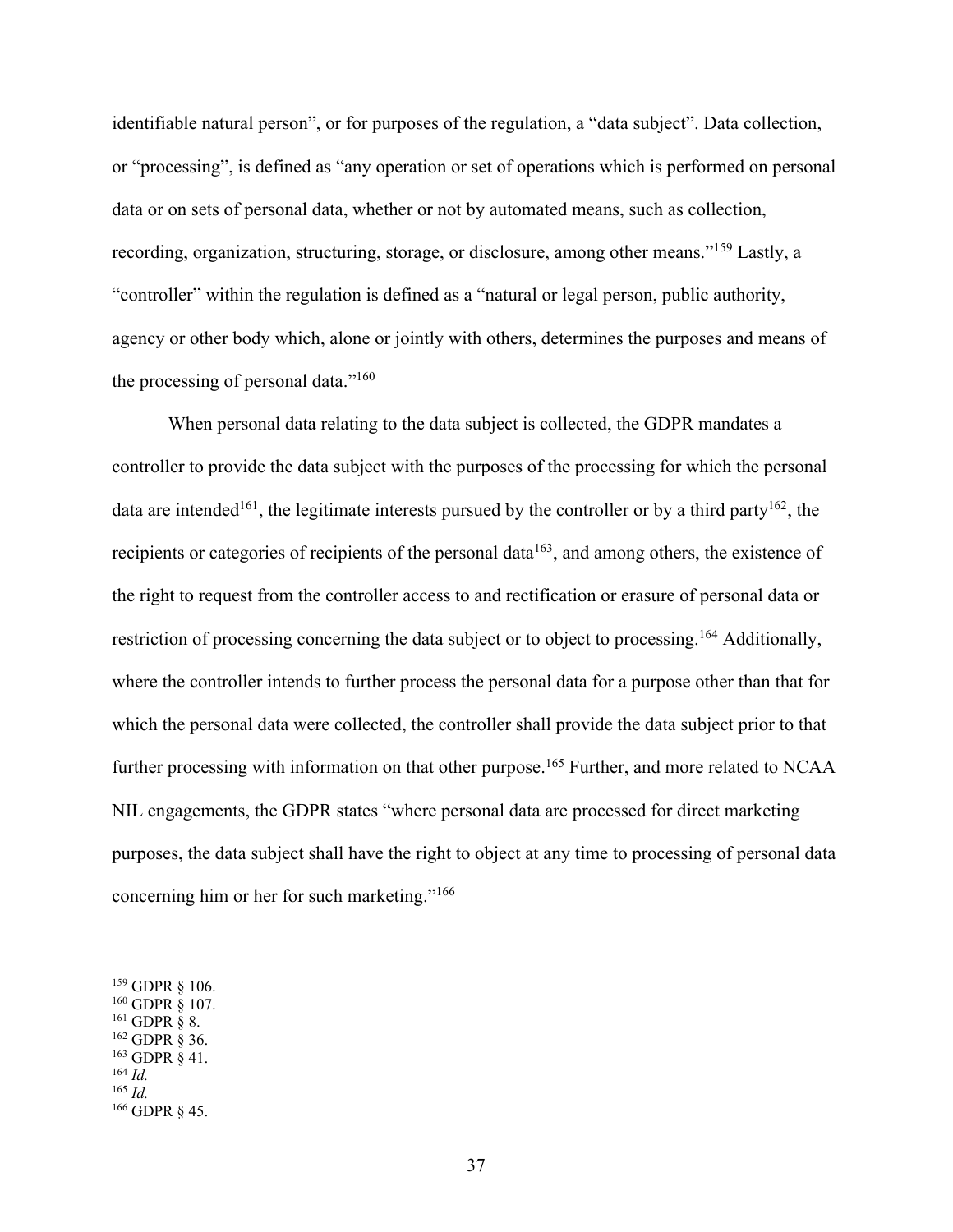identifiable natural person", or for purposes of the regulation, a "data subject". Data collection, or "processing", is defined as "any operation or set of operations which is performed on personal data or on sets of personal data, whether or not by automated means, such as collection, recording, organization, structuring, storage, or disclosure, among other means."[159] Lastly, a "controller" within the regulation is defined as a "natural or legal person, public authority, agency or other body which, alone or jointly with others, determines the purposes and means of the processing of personal data."[160]

When personal data relating to the data subject is collected, the GDPR mandates a controller to provide the data subject with the purposes of the processing for which the personal data are intended[161], the legitimate interests pursued by the controller or by a third party[162], the recipients or categories of recipients of the personal data[163], and among others, the existence of the right to request from the controller access to and rectification or erasure of personal data or restriction of processing concerning the data subject or to object to processing.[164] Additionally, where the controller intends to further process the personal data for a purpose other than that for which the personal data were collected, the controller shall provide the data subject prior to that further processing with information on that other purpose.[165] Further, and more related to NCAA NIL engagements, the GDPR states "where personal data are processed for direct marketing purposes, the data subject shall have the right to object at any time to processing of personal data concerning him or her for such marketing."[166]

---

[159] GDPR § 106.
[160] GDPR § 107.
[161] GDPR § 8.
[162] GDPR § 36.
[163] GDPR § 41.
[164] *Id.*
[165] *Id.*
[166] GDPR § 45.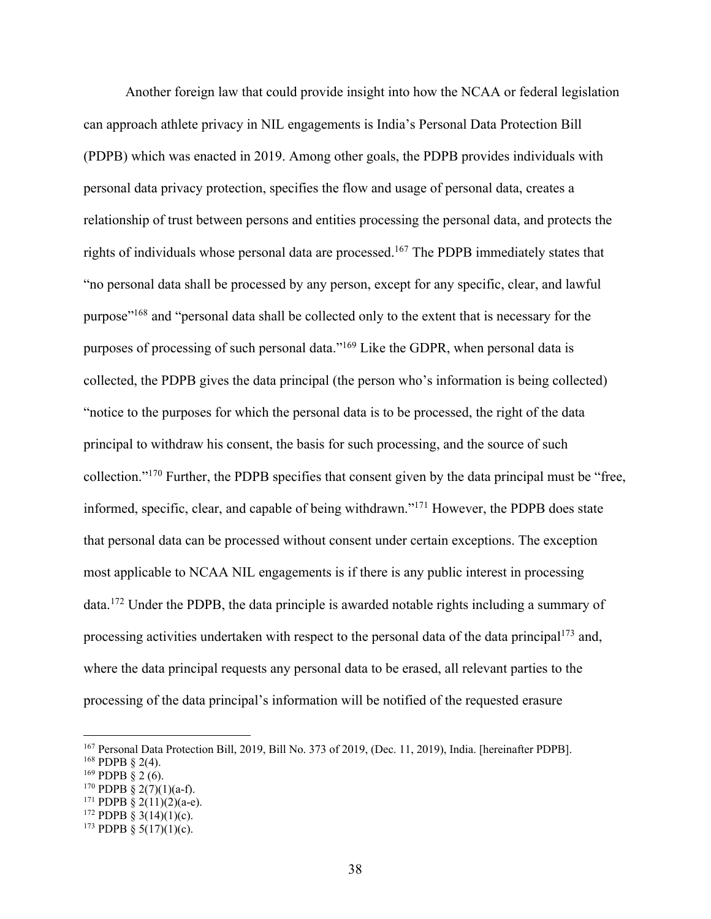Another foreign law that could provide insight into how the NCAA or federal legislation can approach athlete privacy in NIL engagements is India's Personal Data Protection Bill (PDPB) which was enacted in 2019. Among other goals, the PDPB provides individuals with personal data privacy protection, specifies the flow and usage of personal data, creates a relationship of trust between persons and entities processing the personal data, and protects the rights of individuals whose personal data are processed.[167] The PDPB immediately states that "no personal data shall be processed by any person, except for any specific, clear, and lawful purpose"[168] and "personal data shall be collected only to the extent that is necessary for the purposes of processing of such personal data."[169] Like the GDPR, when personal data is collected, the PDPB gives the data principal (the person who's information is being collected) "notice to the purposes for which the personal data is to be processed, the right of the data principal to withdraw his consent, the basis for such processing, and the source of such collection."[170] Further, the PDPB specifies that consent given by the data principal must be "free, informed, specific, clear, and capable of being withdrawn."[171] However, the PDPB does state that personal data can be processed without consent under certain exceptions. The exception most applicable to NCAA NIL engagements is if there is any public interest in processing data.[172] Under the PDPB, the data principle is awarded notable rights including a summary of processing activities undertaken with respect to the personal data of the data principal[173] and, where the data principal requests any personal data to be erased, all relevant parties to the processing of the data principal's information will be notified of the requested erasure

---

[167] Personal Data Protection Bill, 2019, Bill No. 373 of 2019, (Dec. 11, 2019), India. [hereinafter PDPB].

[168] PDPB § 2(4).

[169] PDPB § 2 (6).

[170] PDPB § 2(7)(1)(a-f).

[171] PDPB § 2(11)(2)(a-e).

[172] PDPB § 3(14)(1)(c).

[173] PDPB § 5(17)(1)(c).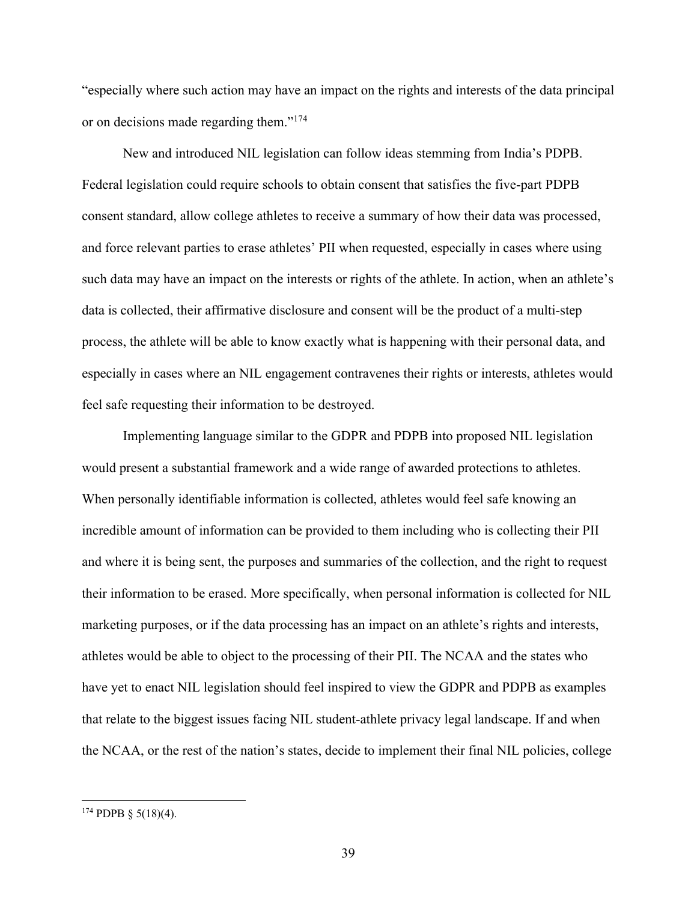"especially where such action may have an impact on the rights and interests of the data principal or on decisions made regarding them."[174]

New and introduced NIL legislation can follow ideas stemming from India's PDPB. Federal legislation could require schools to obtain consent that satisfies the five-part PDPB consent standard, allow college athletes to receive a summary of how their data was processed, and force relevant parties to erase athletes' PII when requested, especially in cases where using such data may have an impact on the interests or rights of the athlete. In action, when an athlete's data is collected, their affirmative disclosure and consent will be the product of a multi-step process, the athlete will be able to know exactly what is happening with their personal data, and especially in cases where an NIL engagement contravenes their rights or interests, athletes would feel safe requesting their information to be destroyed.

Implementing language similar to the GDPR and PDPB into proposed NIL legislation would present a substantial framework and a wide range of awarded protections to athletes. When personally identifiable information is collected, athletes would feel safe knowing an incredible amount of information can be provided to them including who is collecting their PII and where it is being sent, the purposes and summaries of the collection, and the right to request their information to be erased. More specifically, when personal information is collected for NIL marketing purposes, or if the data processing has an impact on an athlete's rights and interests, athletes would be able to object to the processing of their PII. The NCAA and the states who have yet to enact NIL legislation should feel inspired to view the GDPR and PDPB as examples that relate to the biggest issues facing NIL student-athlete privacy legal landscape. If and when the NCAA, or the rest of the nation's states, decide to implement their final NIL policies, college

[174] PDPB § 5(18)(4).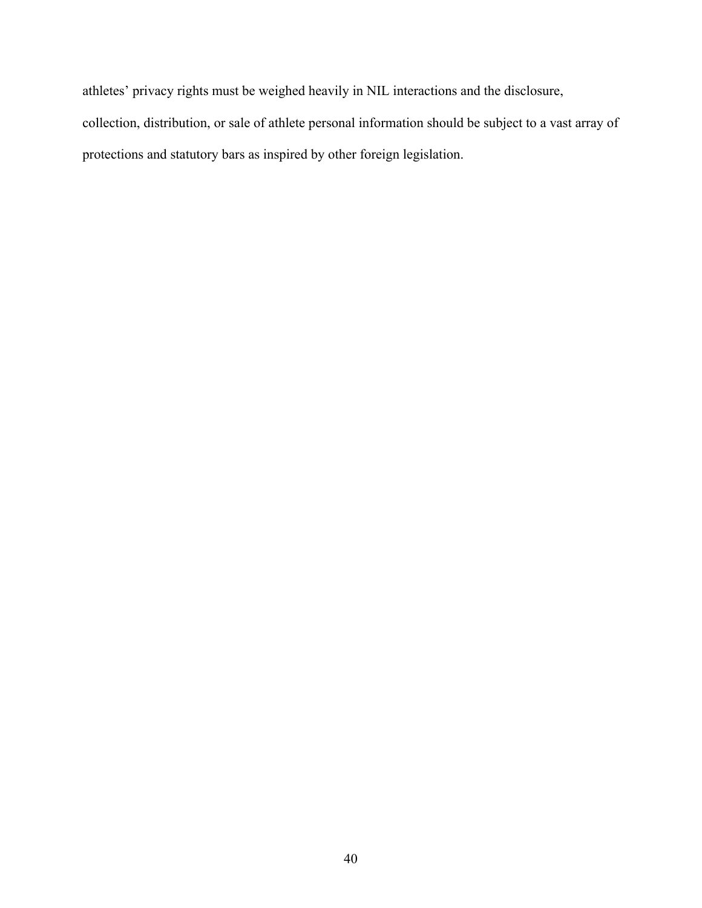athletes' privacy rights must be weighed heavily in NIL interactions and the disclosure, collection, distribution, or sale of athlete personal information should be subject to a vast array of protections and statutory bars as inspired by other foreign legislation.